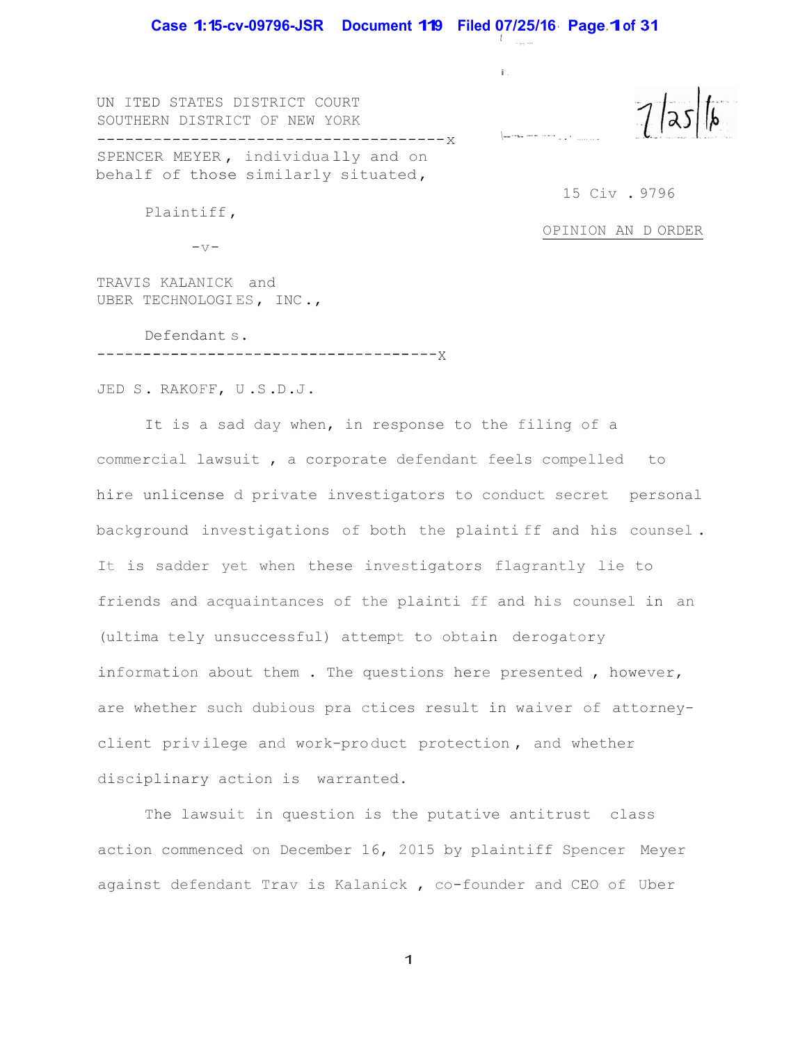UNITED STATES DISTRICT COURT
SOUTHERN DISTRICT OF NEW YORK

---

SPENCER MEYER, individually and on behalf of those similarly situated,

Plaintiff,

-v-

TRAVIS KALANICK and UBER TECHNOLOGIES, INC.,

Defendants.

---

15 Civ. 9796

OPINION AND ORDER

JED S. RAKOFF, U.S.D.J.

It is a sad day when, in response to the filing of a commercial lawsuit, a corporate defendant feels compelled to hire unlicensed private investigators to conduct secret personal background investigations of both the plaintiff and his counsel. It is sadder yet when these investigators flagrantly lie to friends and acquaintances of the plaintiff and his counsel in an (ultimately unsuccessful) attempt to obtain derogatory information about them. The questions here presented, however, are whether such dubious practices result in waiver of attorney-client privilege and work-product protection, and whether disciplinary action is warranted.

The lawsuit in question is the putative antitrust class action commenced on December 16, 2015 by plaintiff Spencer Meyer against defendant Travis Kalanick, co-founder and CEO of Uber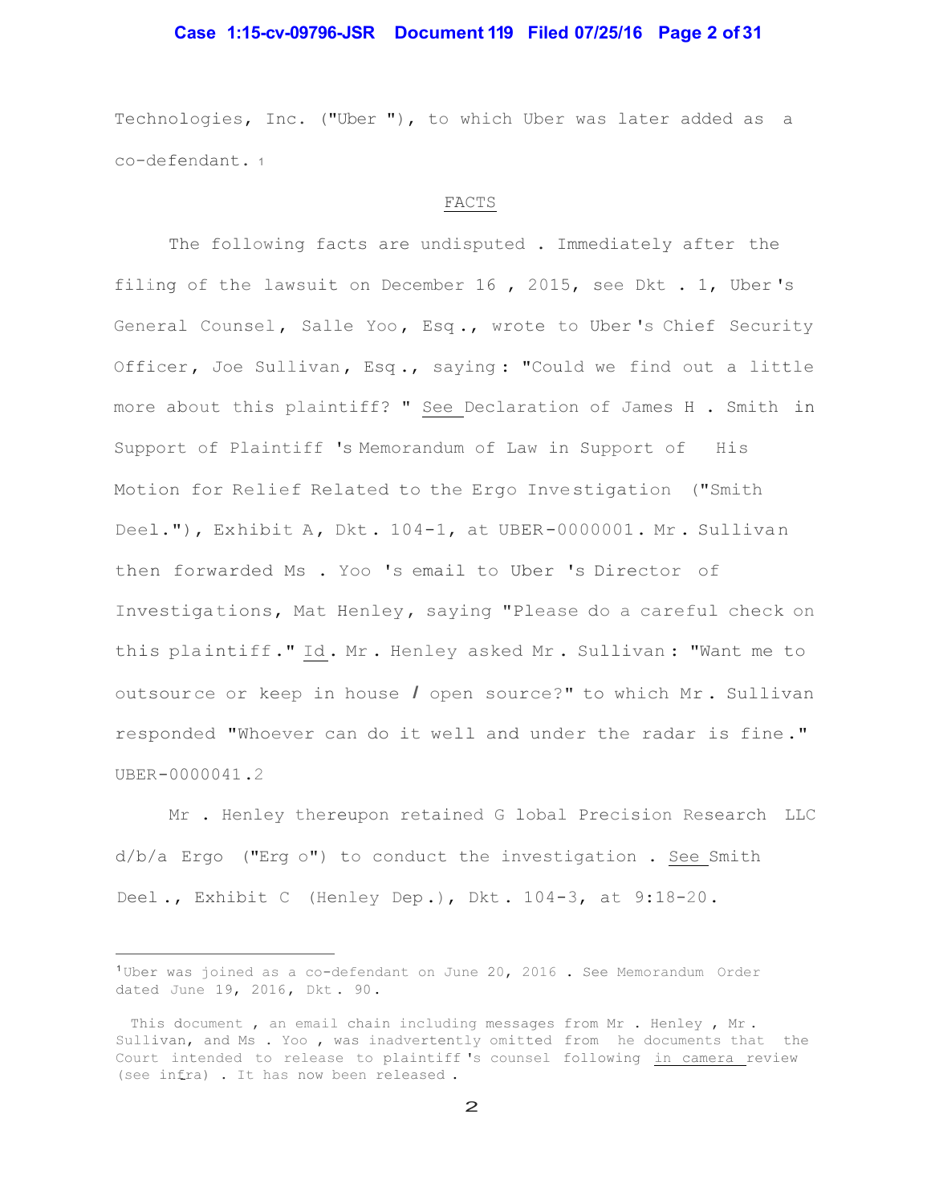Technologies, Inc. ("Uber"), to which Uber was later added as a co-defendant.[1]

## FACTS

The following facts are undisputed. Immediately after the filing of the lawsuit on December 16, 2015, see Dkt. 1, Uber's General Counsel, Salle Yoo, Esq., wrote to Uber's Chief Security Officer, Joe Sullivan, Esq., saying: "Could we find out a little more about this plaintiff?" See Declaration of James H. Smith in Support of Plaintiff's Memorandum of Law in Support of His Motion for Relief Related to the Ergo Investigation ("Smith Decl."), Exhibit A, Dkt. 104-1, at UBER-0000001. Mr. Sullivan then forwarded Ms. Yoo's email to Uber's Director of Investigations, Mat Henley, saying "Please do a careful check on this plaintiff." Id. Mr. Henley asked Mr. Sullivan: "Want me to outsource or keep in house / open source?" to which Mr. Sullivan responded "Whoever can do it well and under the radar is fine." UBER-0000041.[2]

Mr. Henley thereupon retained Global Precision Research LLC d/b/a Ergo ("Ergo") to conduct the investigation. See Smith Decl., Exhibit C (Henley Dep.), Dkt. 104-3, at 9:18-20.

---

[1] Uber was joined as a co-defendant on June 20, 2016. See Memorandum Order dated June 19, 2016, Dkt. 90.

[2] This document, an email chain including messages from Mr. Henley, Mr. Sullivan, and Ms. Yoo, was inadvertently omitted from the documents that the Court intended to release to plaintiff's counsel following in camera review (see infra). It has now been released.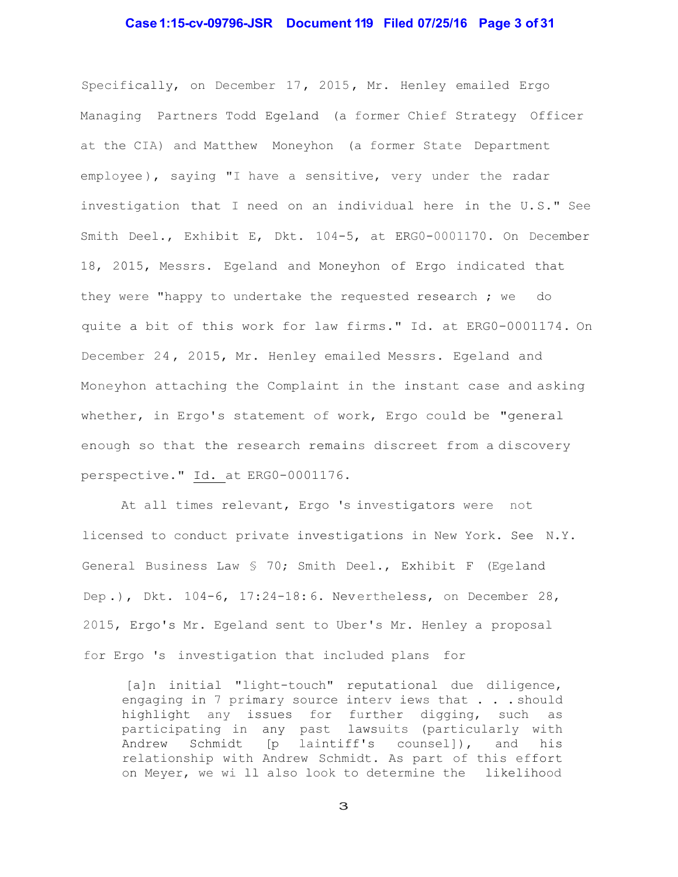Specifically, on December 17, 2015, Mr. Henley emailed Ergo Managing Partners Todd Egeland (a former Chief Strategy Officer at the CIA) and Matthew Moneyhon (a former State Department employee), saying "I have a sensitive, very under the radar investigation that I need on an individual here in the U.S." See Smith Decl., Exhibit E, Dkt. 104-5, at ERG0-0001170. On December 18, 2015, Messrs. Egeland and Moneyhon of Ergo indicated that they were "happy to undertake the requested research ; we do quite a bit of this work for law firms." Id. at ERG0-0001174. On December 24, 2015, Mr. Henley emailed Messrs. Egeland and Moneyhon attaching the Complaint in the instant case and asking whether, in Ergo's statement of work, Ergo could be "general enough so that the research remains discreet from a discovery perspective." Id. at ERG0-0001176.

At all times relevant, Ergo 's investigators were not licensed to conduct private investigations in New York. See N.Y. General Business Law § 70; Smith Decl., Exhibit F (Egeland Dep.), Dkt. 104-6, 17:24-18:6. Nevertheless, on December 28, 2015, Ergo's Mr. Egeland sent to Uber's Mr. Henley a proposal for Ergo 's investigation that included plans for

> [a]n initial "light-touch" reputational due diligence, engaging in 7 primary source interviews that . . . should highlight any issues for further digging, such as participating in any past lawsuits (particularly with Andrew Schmidt [plaintiff's counsel]), and his relationship with Andrew Schmidt. As part of this effort on Meyer, we will also look to determine the likelihood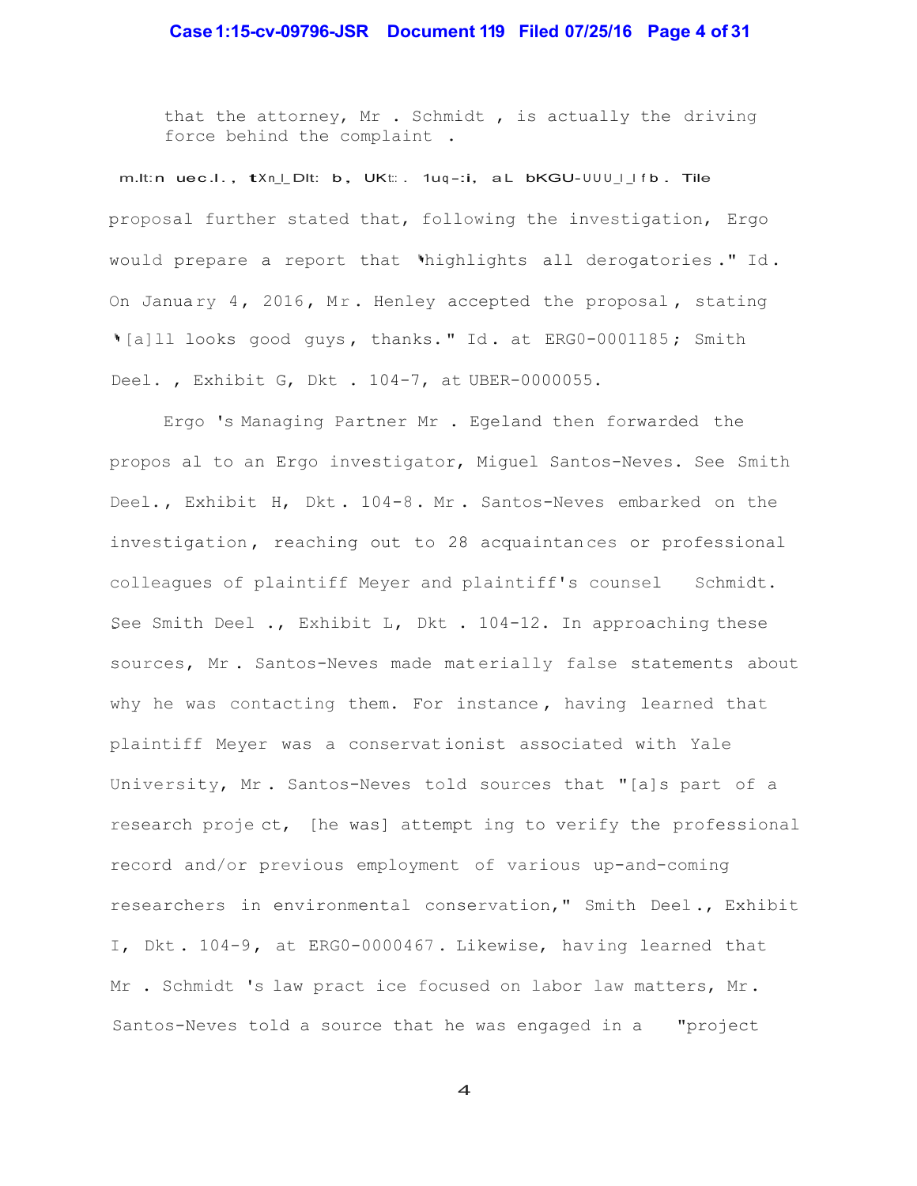that the attorney, Mr. Schmidt, is actually the driving force behind the complaint.

m.lt:n uec.l., tXn_l_Dlt: b, UKt:. 1uq-:i, aL bKGU-UUU_l_l f b. The proposal further stated that, following the investigation, Ergo would prepare a report that "highlights all derogatories." Id. On January 4, 2016, Mr. Henley accepted the proposal, stating "[a]ll looks good guys, thanks." Id. at ERG0-0001185; Smith Decl., Exhibit G, Dkt. 104-7, at UBER-0000055.

Ergo's Managing Partner Mr. Egeland then forwarded the proposal to an Ergo investigator, Miguel Santos-Neves. See Smith Decl., Exhibit H, Dkt. 104-8. Mr. Santos-Neves embarked on the investigation, reaching out to 28 acquaintances or professional colleagues of plaintiff Meyer and plaintiff's counsel Schmidt. See Smith Decl., Exhibit L, Dkt. 104-12. In approaching these sources, Mr. Santos-Neves made materially false statements about why he was contacting them. For instance, having learned that plaintiff Meyer was a conservationist associated with Yale University, Mr. Santos-Neves told sources that "[a]s part of a research project, [he was] attempting to verify the professional record and/or previous employment of various up-and-coming researchers in environmental conservation," Smith Decl., Exhibit I, Dkt. 104-9, at ERG0-0000467. Likewise, having learned that Mr. Schmidt's law practice focused on labor law matters, Mr. Santos-Neves told a source that he was engaged in a "project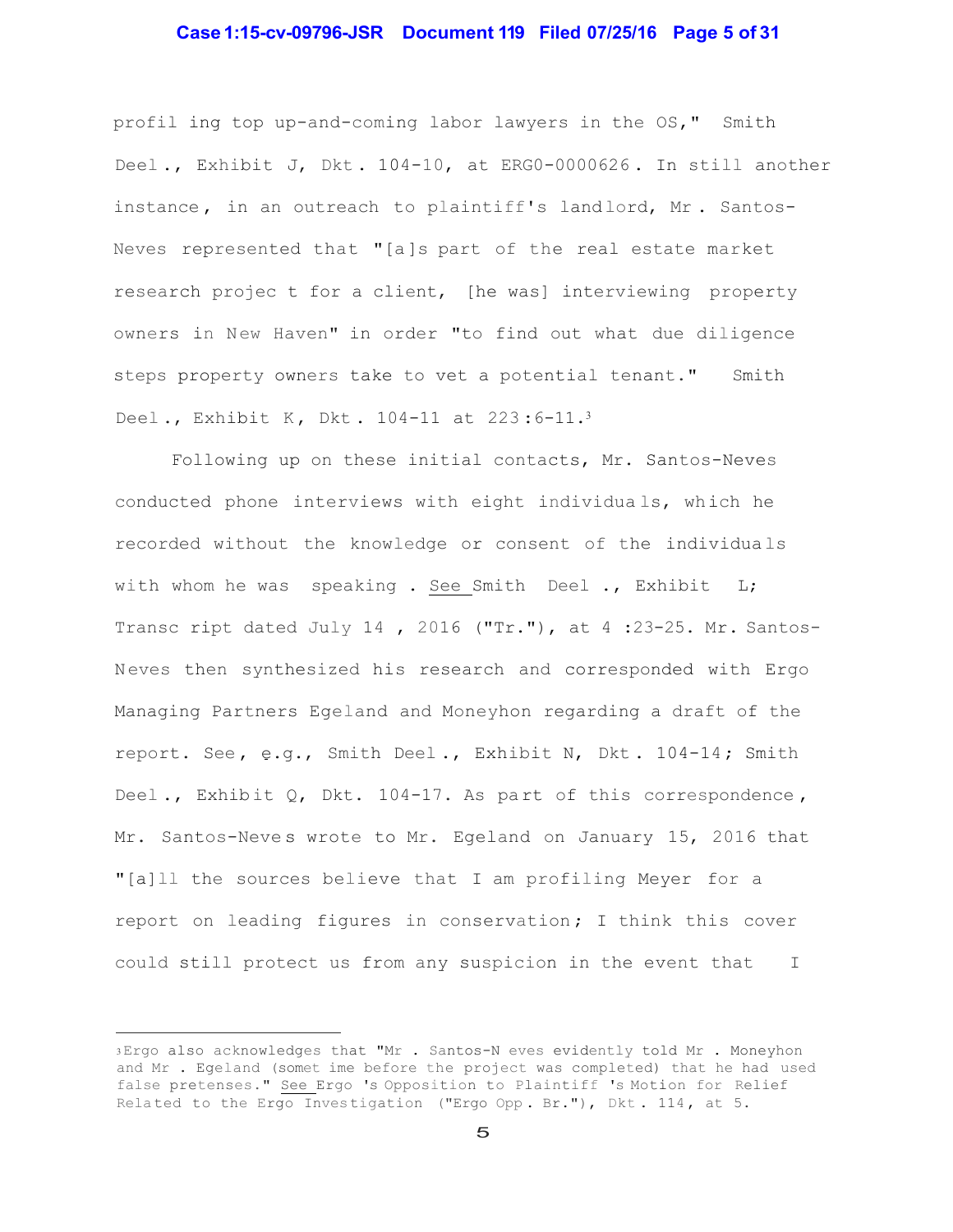profiling top up-and-coming labor lawyers in the US," Smith Decl., Exhibit J, Dkt. 104-10, at ERGO-0000626. In still another instance, in an outreach to plaintiff's landlord, Mr. Santos-Neves represented that "[a]s part of the real estate market research project for a client, [he was] interviewing property owners in New Haven" in order "to find out what due diligence steps property owners take to vet a potential tenant." Smith Decl., Exhibit K, Dkt. 104-11 at 223:6-11.[3]

Following up on these initial contacts, Mr. Santos-Neves conducted phone interviews with eight individuals, which he recorded without the knowledge or consent of the individuals with whom he was speaking. See Smith Decl., Exhibit L; Transcript dated July 14, 2016 ("Tr."), at 4:23-25. Mr. Santos-Neves then synthesized his research and corresponded with Ergo Managing Partners Egeland and Moneyhon regarding a draft of the report. See, e.g., Smith Decl., Exhibit N, Dkt. 104-14; Smith Decl., Exhibit Q, Dkt. 104-17. As part of this correspondence, Mr. Santos-Neves wrote to Mr. Egeland on January 15, 2016 that "[a]ll the sources believe that I am profiling Meyer for a report on leading figures in conservation; I think this cover could still protect us from any suspicion in the event that I

---

[3] Ergo also acknowledges that "Mr. Santos-Neves evidently told Mr. Moneyhon and Mr. Egeland (sometime before the project was completed) that he had used false pretenses." See Ergo's Opposition to Plaintiff's Motion for Relief Related to the Ergo Investigation ("Ergo Opp. Br."), Dkt. 114, at 5.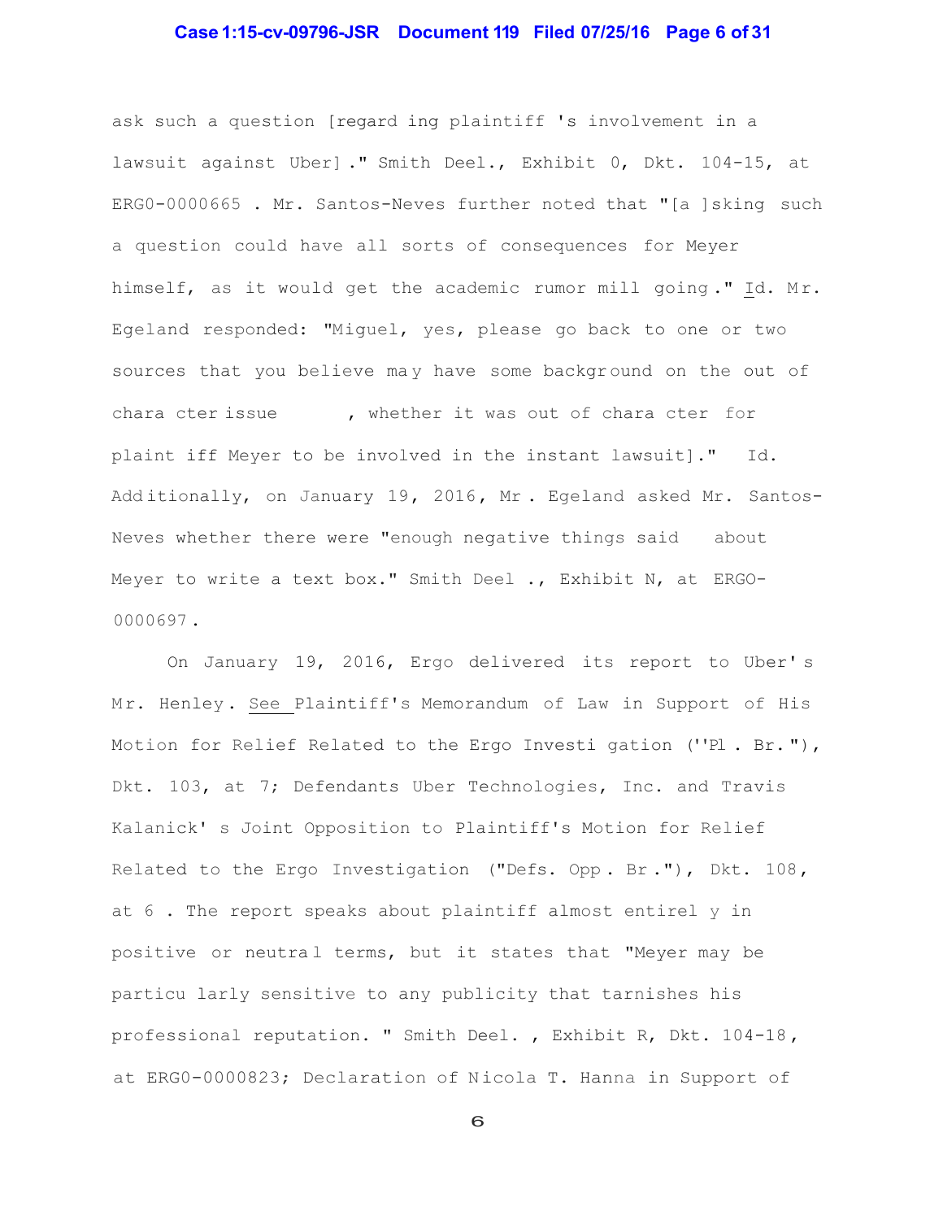ask such a question [regarding plaintiff's involvement in a lawsuit against Uber]." Smith Decl., Exhibit O, Dkt. 104-15, at ERGO-0000665. Mr. Santos-Neves further noted that "[a]sking such a question could have all sorts of consequences for Meyer himself, as it would get the academic rumor mill going." Id. Mr. Egeland responded: "Miguel, yes, please go back to one or two sources that you believe may have some background on the out of character issue [, whether it was out of character for plaintiff Meyer to be involved in the instant lawsuit]." Id. Additionally, on January 19, 2016, Mr. Egeland asked Mr. Santos-Neves whether there were "enough negative things said about Meyer to write a text box." Smith Decl., Exhibit N, at ERGO-0000697.

On January 19, 2016, Ergo delivered its report to Uber's Mr. Henley. See Plaintiff's Memorandum of Law in Support of His Motion for Relief Related to the Ergo Investigation ("Pl. Br."), Dkt. 103, at 7; Defendants Uber Technologies, Inc. and Travis Kalanick's Joint Opposition to Plaintiff's Motion for Relief Related to the Ergo Investigation ("Defs. Opp. Br."), Dkt. 108, at 6. The report speaks about plaintiff almost entirely in positive or neutral terms, but it states that "Meyer may be particularly sensitive to any publicity that tarnishes his professional reputation." Smith Decl., Exhibit R, Dkt. 104-18, at ERGO-0000823; Declaration of Nicola T. Hanna in Support of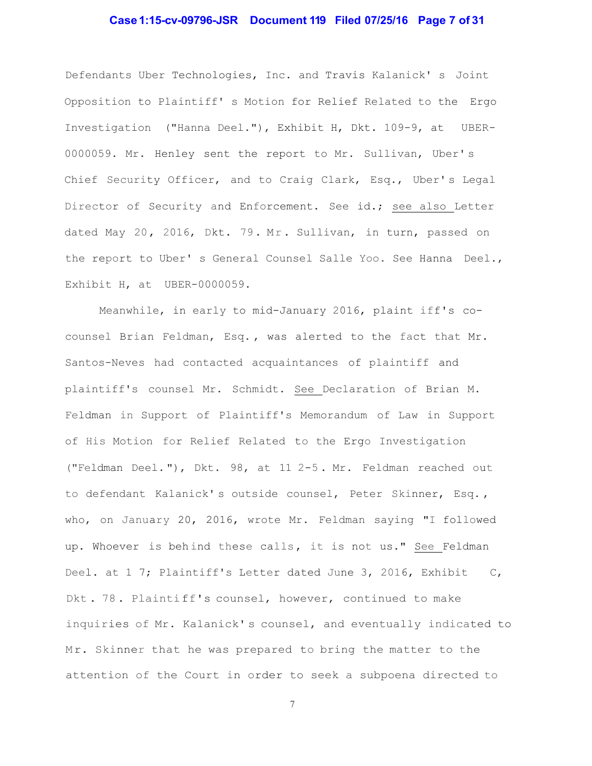Defendants Uber Technologies, Inc. and Travis Kalanick's Joint Opposition to Plaintiff's Motion for Relief Related to the Ergo Investigation ("Hanna Decl."), Exhibit H, Dkt. 109-9, at UBER-0000059. Mr. Henley sent the report to Mr. Sullivan, Uber's Chief Security Officer, and to Craig Clark, Esq., Uber's Legal Director of Security and Enforcement. See id.; see also Letter dated May 20, 2016, Dkt. 79. Mr. Sullivan, in turn, passed on the report to Uber's General Counsel Salle Yoo. See Hanna Decl., Exhibit H, at UBER-0000059.

Meanwhile, in early to mid-January 2016, plaintiff's co-counsel Brian Feldman, Esq., was alerted to the fact that Mr. Santos-Neves had contacted acquaintances of plaintiff and plaintiff's counsel Mr. Schmidt. See Declaration of Brian M. Feldman in Support of Plaintiff's Memorandum of Law in Support of His Motion for Relief Related to the Ergo Investigation ("Feldman Decl."), Dkt. 98, at ¶¶ 2-5. Mr. Feldman reached out to defendant Kalanick's outside counsel, Peter Skinner, Esq., who, on January 20, 2016, wrote Mr. Feldman saying "I followed up. Whoever is behind these calls, it is not us." See Feldman Decl. at ¶ 7; Plaintiff's Letter dated June 3, 2016, Exhibit C, Dkt. 78. Plaintiff's counsel, however, continued to make inquiries of Mr. Kalanick's counsel, and eventually indicated to Mr. Skinner that he was prepared to bring the matter to the attention of the Court in order to seek a subpoena directed to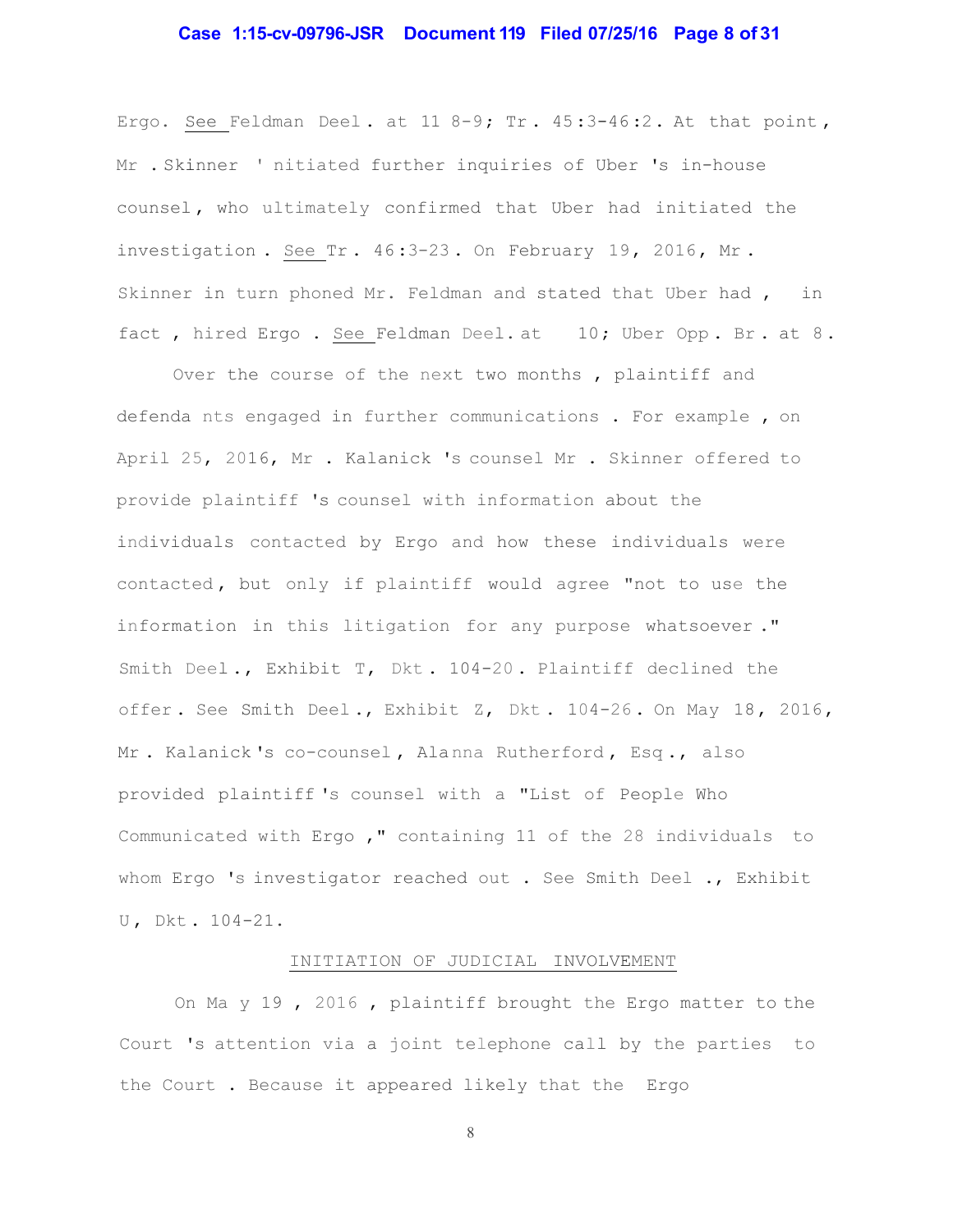Ergo. See Feldman Decl. at ¶¶ 8-9; Tr. 45:3-46:2. At that point, Mr. Skinner initiated further inquiries of Uber's in-house counsel, who ultimately confirmed that Uber had initiated the investigation. See Tr. 46:3-23. On February 19, 2016, Mr. Skinner in turn phoned Mr. Feldman and stated that Uber had, in fact, hired Ergo. See Feldman Decl. at ¶ 10; Uber Opp. Br. at 8.

Over the course of the next two months, plaintiff and defendants engaged in further communications. For example, on April 25, 2016, Mr. Kalanick's counsel Mr. Skinner offered to provide plaintiff's counsel with information about the individuals contacted by Ergo and how these individuals were contacted, but only if plaintiff would agree "not to use the information in this litigation for any purpose whatsoever." Smith Decl., Exhibit T, Dkt. 104-20. Plaintiff declined the offer. See Smith Decl., Exhibit Z, Dkt. 104-26. On May 18, 2016, Mr. Kalanick's co-counsel, Alanna Rutherford, Esq., also provided plaintiff's counsel with a "List of People Who Communicated with Ergo," containing 11 of the 28 individuals to whom Ergo's investigator reached out. See Smith Decl., Exhibit U, Dkt. 104-21.

## INITIATION OF JUDICIAL INVOLVEMENT

On May 19, 2016, plaintiff brought the Ergo matter to the Court's attention via a joint telephone call by the parties to the Court. Because it appeared likely that the Ergo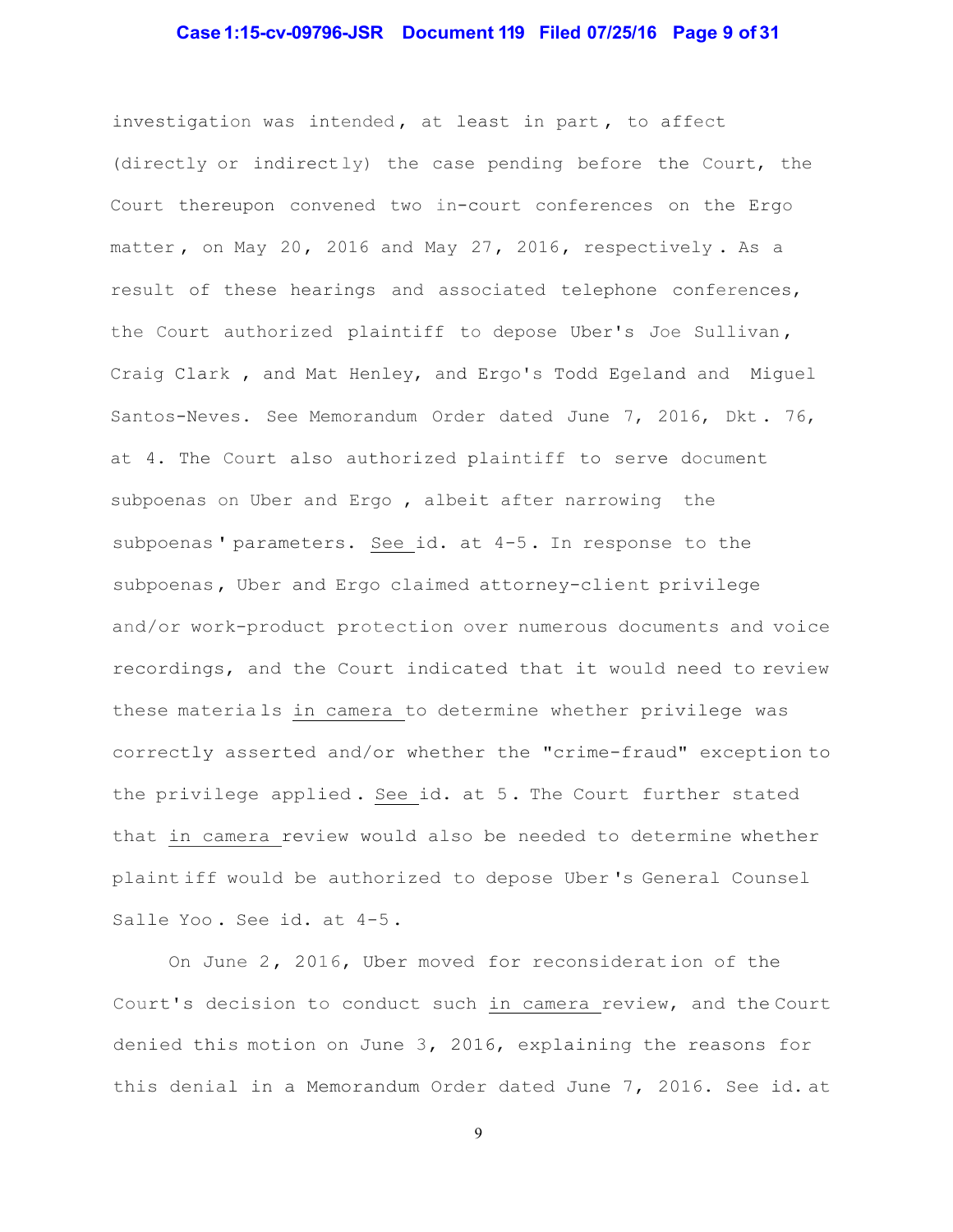investigation was intended, at least in part, to affect (directly or indirectly) the case pending before the Court, the Court thereupon convened two in-court conferences on the Ergo matter, on May 20, 2016 and May 27, 2016, respectively. As a result of these hearings and associated telephone conferences, the Court authorized plaintiff to depose Uber's Joe Sullivan, Craig Clark, and Mat Henley, and Ergo's Todd Egeland and Miguel Santos-Neves. See Memorandum Order dated June 7, 2016, Dkt. 76, at 4. The Court also authorized plaintiff to serve document subpoenas on Uber and Ergo, albeit after narrowing the subpoenas' parameters. See id. at 4-5. In response to the subpoenas, Uber and Ergo claimed attorney-client privilege and/or work-product protection over numerous documents and voice recordings, and the Court indicated that it would need to review these materials in camera to determine whether privilege was correctly asserted and/or whether the "crime-fraud" exception to the privilege applied. See id. at 5. The Court further stated that in camera review would also be needed to determine whether plaintiff would be authorized to depose Uber's General Counsel Salle Yoo. See id. at 4-5.

On June 2, 2016, Uber moved for reconsideration of the Court's decision to conduct such in camera review, and the Court denied this motion on June 3, 2016, explaining the reasons for this denial in a Memorandum Order dated June 7, 2016. See id. at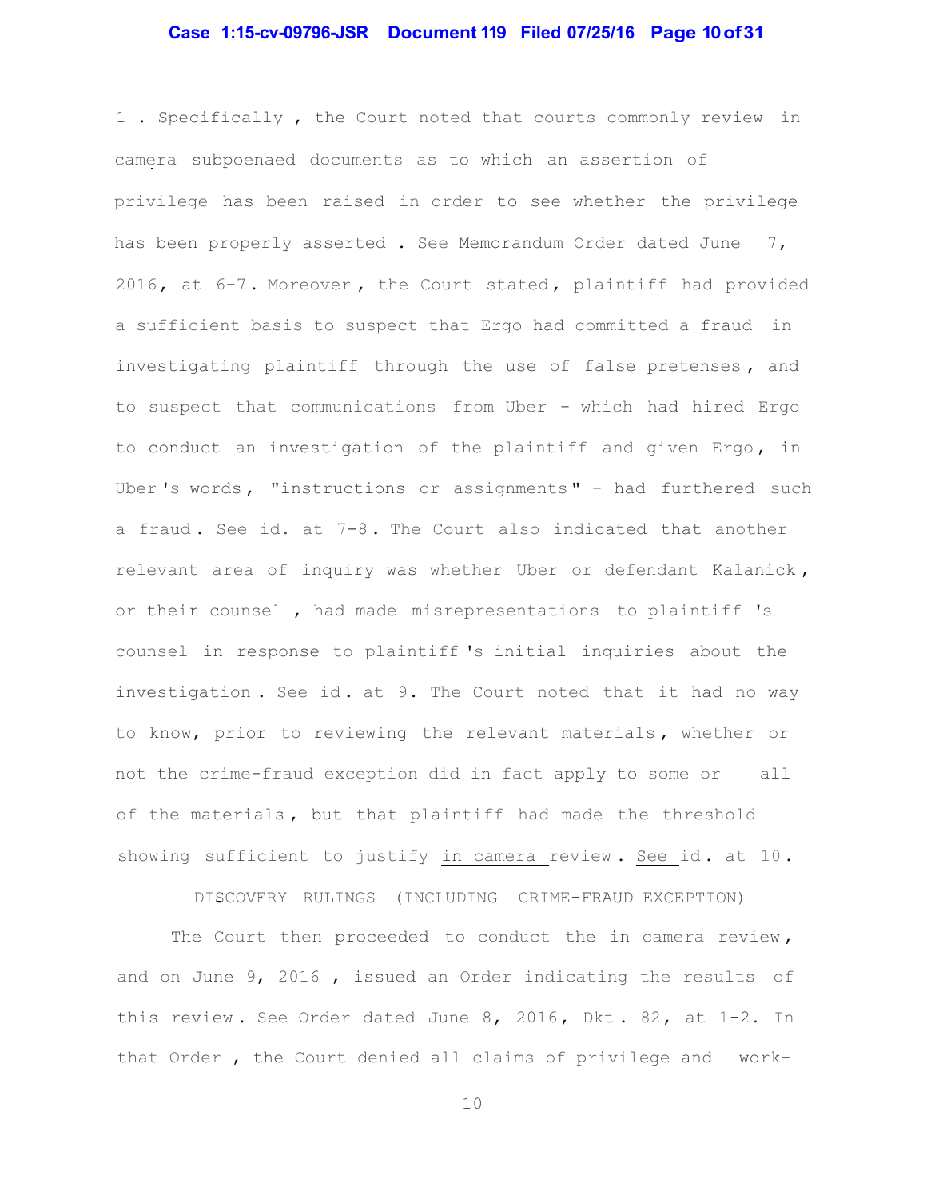1. Specifically, the Court noted that courts commonly review in camera subpoenaed documents as to which an assertion of privilege has been raised in order to see whether the privilege has been properly asserted. See Memorandum Order dated June 7, 2016, at 6-7. Moreover, the Court stated, plaintiff had provided a sufficient basis to suspect that Ergo had committed a fraud in investigating plaintiff through the use of false pretenses, and to suspect that communications from Uber - which had hired Ergo to conduct an investigation of the plaintiff and given Ergo, in Uber's words, "instructions or assignments" - had furthered such a fraud. See id. at 7-8. The Court also indicated that another relevant area of inquiry was whether Uber or defendant Kalanick, or their counsel, had made misrepresentations to plaintiff's counsel in response to plaintiff's initial inquiries about the investigation. See id. at 9. The Court noted that it had no way to know, prior to reviewing the relevant materials, whether or not the crime-fraud exception did in fact apply to some or all of the materials, but that plaintiff had made the threshold showing sufficient to justify in camera review. See id. at 10.

DISCOVERY RULINGS (INCLUDING CRIME-FRAUD EXCEPTION)

The Court then proceeded to conduct the in camera review, and on June 9, 2016, issued an Order indicating the results of this review. See Order dated June 8, 2016, Dkt. 82, at 1-2. In that Order, the Court denied all claims of privilege and work-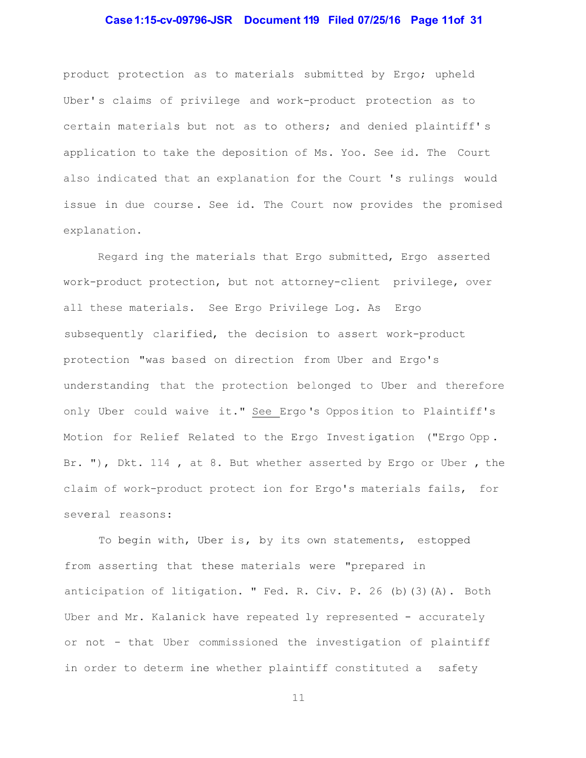product protection as to materials submitted by Ergo; upheld Uber's claims of privilege and work-product protection as to certain materials but not as to others; and denied plaintiff's application to take the deposition of Ms. Yoo. See id. The Court also indicated that an explanation for the Court's rulings would issue in due course. See id. The Court now provides the promised explanation.

Regarding the materials that Ergo submitted, Ergo asserted work-product protection, but not attorney-client privilege, over all these materials. See Ergo Privilege Log. As Ergo subsequently clarified, the decision to assert work-product protection "was based on direction from Uber and Ergo's understanding that the protection belonged to Uber and therefore only Uber could waive it." See Ergo's Opposition to Plaintiff's Motion for Relief Related to the Ergo Investigation ("Ergo Opp. Br."), Dkt. 114, at 8. But whether asserted by Ergo or Uber, the claim of work-product protection for Ergo's materials fails, for several reasons:

To begin with, Uber is, by its own statements, estopped from asserting that these materials were "prepared in anticipation of litigation." Fed. R. Civ. P. 26(b)(3)(A). Both Uber and Mr. Kalanick have repeatedly represented - accurately or not - that Uber commissioned the investigation of plaintiff in order to determine whether plaintiff constituted a safety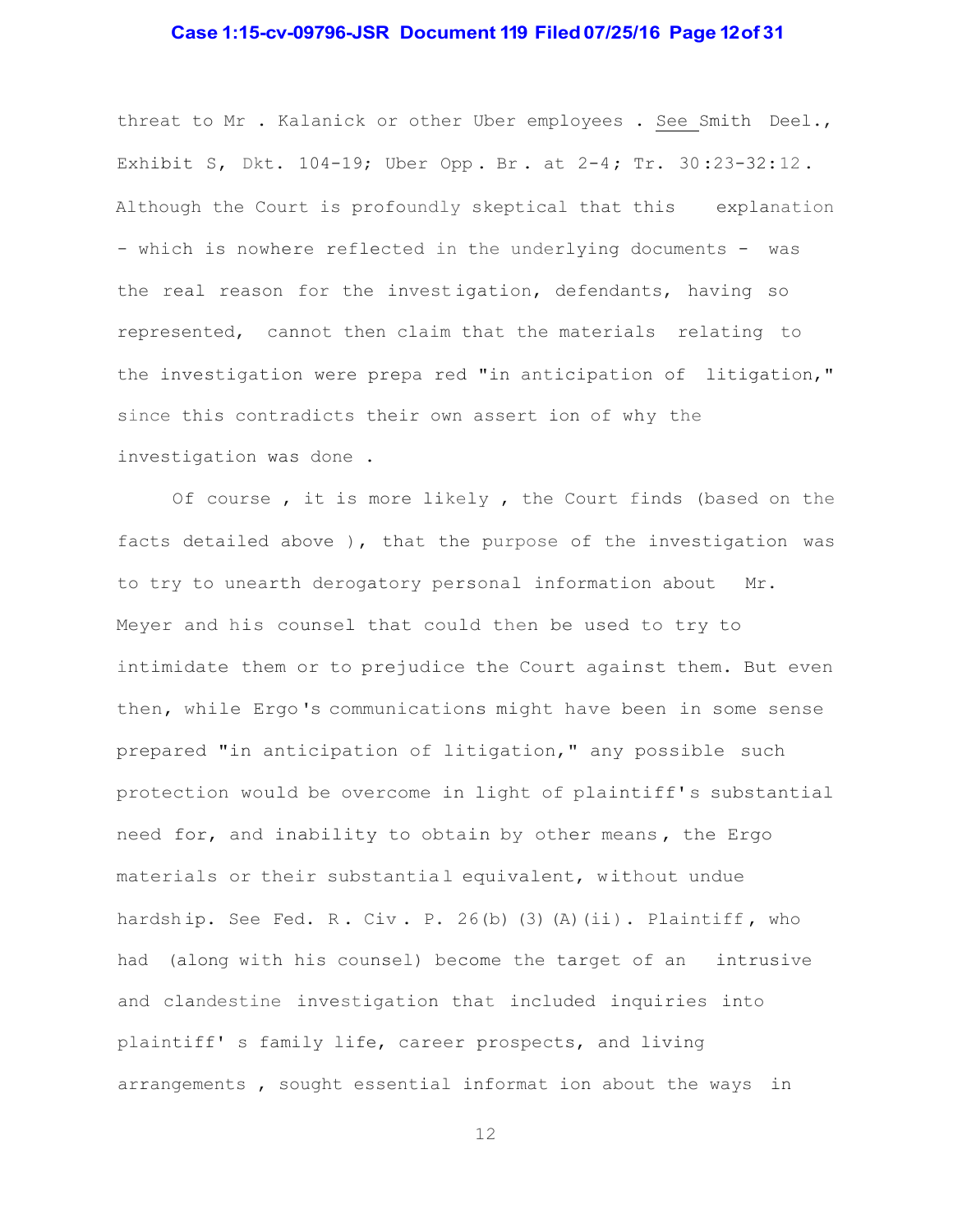threat to Mr. Kalanick or other Uber employees. See Smith Decl., Exhibit S, Dkt. 104-19; Uber Opp. Br. at 2-4; Tr. 30:23-32:12. Although the Court is profoundly skeptical that this explanation - which is nowhere reflected in the underlying documents - was the real reason for the investigation, defendants, having so represented, cannot then claim that the materials relating to the investigation were prepared "in anticipation of litigation," since this contradicts their own assertion of why the investigation was done.

Of course, it is more likely, the Court finds (based on the facts detailed above), that the purpose of the investigation was to try to unearth derogatory personal information about Mr. Meyer and his counsel that could then be used to try to intimidate them or to prejudice the Court against them. But even then, while Ergo's communications might have been in some sense prepared "in anticipation of litigation," any possible such protection would be overcome in light of plaintiff's substantial need for, and inability to obtain by other means, the Ergo materials or their substantial equivalent, without undue hardship. See Fed. R. Civ. P. 26(b)(3)(A)(ii). Plaintiff, who had (along with his counsel) become the target of an intrusive and clandestine investigation that included inquiries into plaintiff's family life, career prospects, and living arrangements, sought essential information about the ways in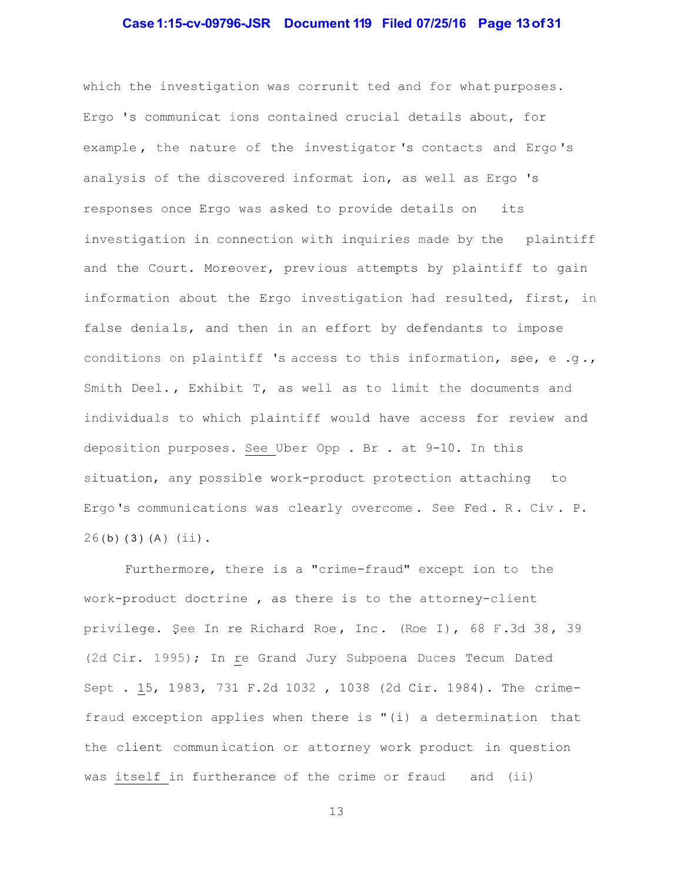which the investigation was committed and for what purposes. Ergo's communications contained crucial details about, for example, the nature of the investigator's contacts and Ergo's analysis of the discovered information, as well as Ergo's responses once Ergo was asked to provide details on its investigation in connection with inquiries made by the plaintiff and the Court. Moreover, previous attempts by plaintiff to gain information about the Ergo investigation had resulted, first, in false denials, and then in an effort by defendants to impose conditions on plaintiff's access to this information, see, e.g., Smith Decl., Exhibit T, as well as to limit the documents and individuals to which plaintiff would have access for review and deposition purposes. See Uber Opp. Br. at 9-10. In this situation, any possible work-product protection attaching to Ergo's communications was clearly overcome. See Fed. R. Civ. P. 26(b)(3)(A)(ii).

Furthermore, there is a "crime-fraud" exception to the work-product doctrine, as there is to the attorney-client privilege. See In re Richard Roe, Inc. (Roe I), 68 F.3d 38, 39 (2d Cir. 1995); In re Grand Jury Subpoena Duces Tecum Dated Sept. 15, 1983, 731 F.2d 1032, 1038 (2d Cir. 1984). The crime-fraud exception applies when there is "(i) a determination that the client communication or attorney work product in question was itself in furtherance of the crime or fraud and (ii)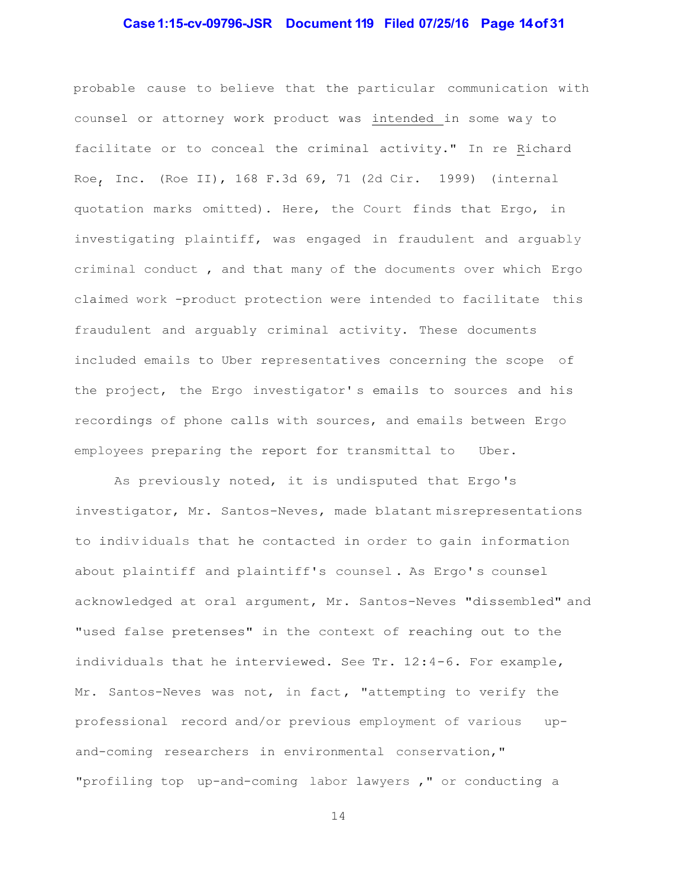probable cause to believe that the particular communication with counsel or attorney work product was intended in some way to facilitate or to conceal the criminal activity." In re Richard Roe, Inc. (Roe II), 168 F.3d 69, 71 (2d Cir. 1999) (internal quotation marks omitted). Here, the Court finds that Ergo, in investigating plaintiff, was engaged in fraudulent and arguably criminal conduct, and that many of the documents over which Ergo claimed work-product protection were intended to facilitate this fraudulent and arguably criminal activity. These documents included emails to Uber representatives concerning the scope of the project, the Ergo investigator's emails to sources and his recordings of phone calls with sources, and emails between Ergo employees preparing the report for transmittal to Uber.

As previously noted, it is undisputed that Ergo's investigator, Mr. Santos-Neves, made blatant misrepresentations to individuals that he contacted in order to gain information about plaintiff and plaintiff's counsel. As Ergo's counsel acknowledged at oral argument, Mr. Santos-Neves "dissembled" and "used false pretenses" in the context of reaching out to the individuals that he interviewed. See Tr. 12:4-6. For example, Mr. Santos-Neves was not, in fact, "attempting to verify the professional record and/or previous employment of various up-and-coming researchers in environmental conservation," "profiling top up-and-coming labor lawyers," or conducting a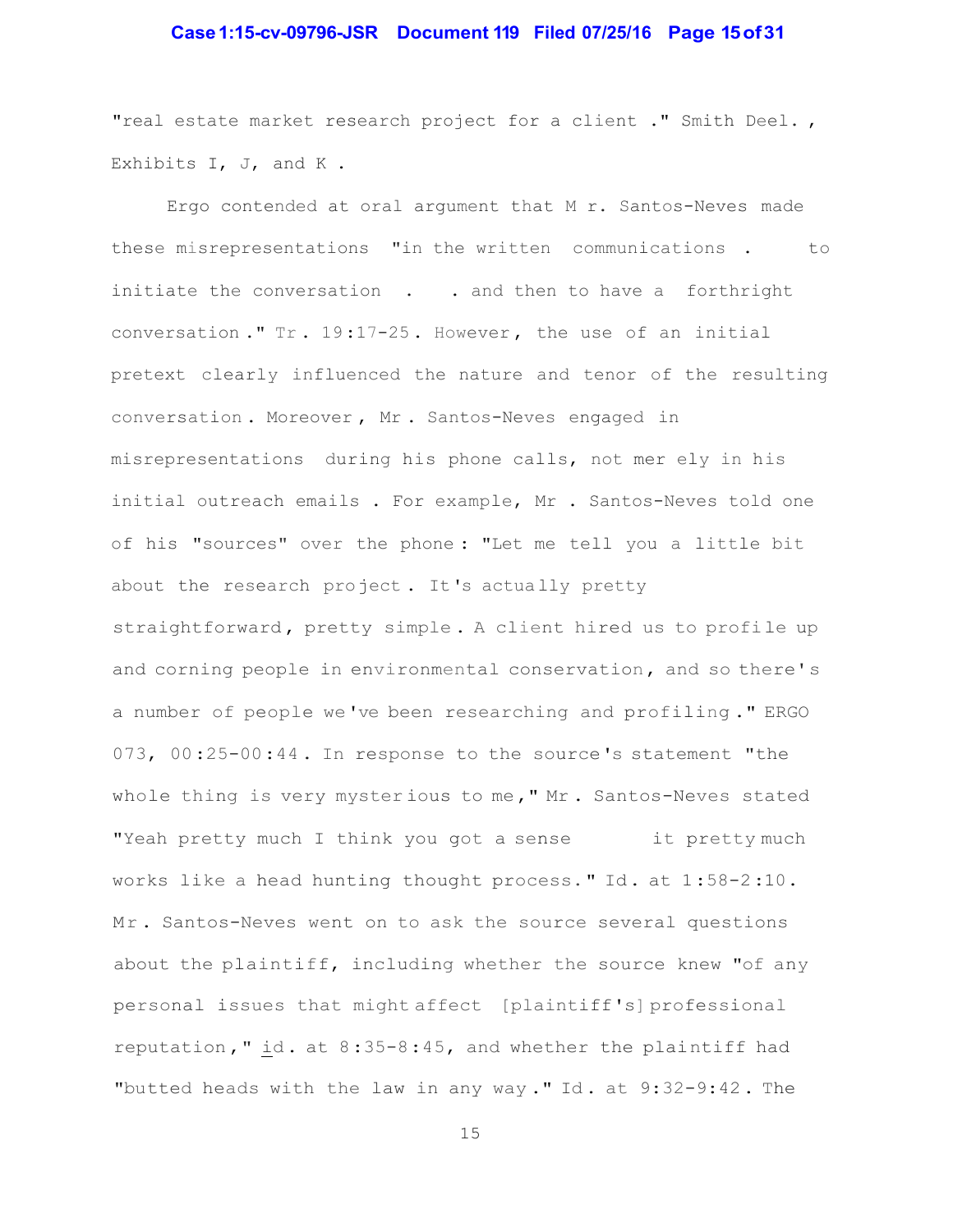"real estate market research project for a client." Smith Decl., Exhibits I, J, and K.

Ergo contended at oral argument that Mr. Santos-Neves made these misrepresentations "in the written communications . . . to initiate the conversation . . . and then to have a forthright conversation." Tr. 19:17-25. However, the use of an initial pretext clearly influenced the nature and tenor of the resulting conversation. Moreover, Mr. Santos-Neves engaged in misrepresentations during his phone calls, not merely in his initial outreach emails. For example, Mr. Santos-Neves told one of his "sources" over the phone: "Let me tell you a little bit about the research project. It's actually pretty straightforward, pretty simple. A client hired us to profile up and coming people in environmental conservation, and so there's a number of people we've been researching and profiling." ERGO 073, 00:25-00:44. In response to the source's statement "the whole thing is very mysterious to me," Mr. Santos-Neves stated "Yeah pretty much I think you got a sense . . . it pretty much works like a head hunting thought process." Id. at 1:58-2:10. Mr. Santos-Neves went on to ask the source several questions about the plaintiff, including whether the source knew "of any personal issues that might affect [plaintiff's] professional reputation," id. at 8:35-8:45, and whether the plaintiff had "butted heads with the law in any way." Id. at 9:32-9:42. The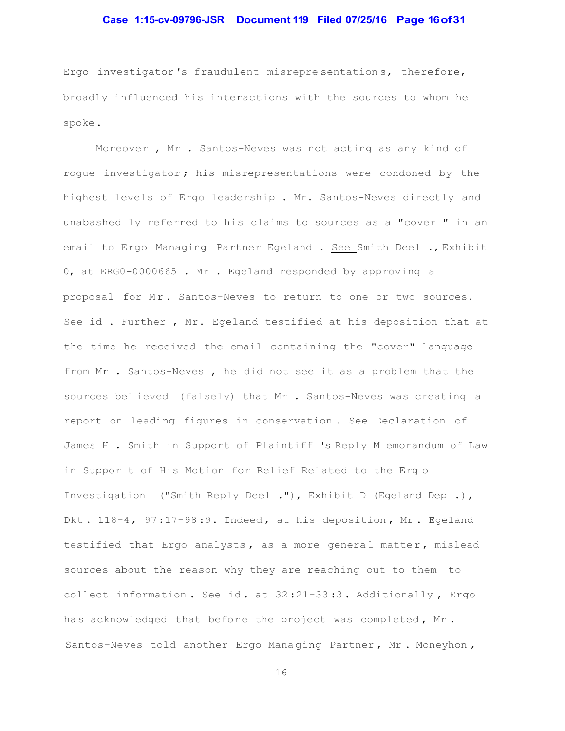Ergo investigator's fraudulent misrepresentations, therefore, broadly influenced his interactions with the sources to whom he spoke.

Moreover, Mr. Santos-Neves was not acting as any kind of rogue investigator; his misrepresentations were condoned by the highest levels of Ergo leadership. Mr. Santos-Neves directly and unabashedly referred to his claims to sources as a "cover" in an email to Ergo Managing Partner Egeland. See Smith Decl., Exhibit O, at ERGO-0000665. Mr. Egeland responded by approving a proposal for Mr. Santos-Neves to return to one or two sources. See id. Further, Mr. Egeland testified at his deposition that at the time he received the email containing the "cover" language from Mr. Santos-Neves, he did not see it as a problem that the sources believed (falsely) that Mr. Santos-Neves was creating a report on leading figures in conservation. See Declaration of James H. Smith in Support of Plaintiff's Reply Memorandum of Law in Support of His Motion for Relief Related to the Ergo Investigation ("Smith Reply Decl."), Exhibit D (Egeland Dep.), Dkt. 118-4, 97:17-98:9. Indeed, at his deposition, Mr. Egeland testified that Ergo analysts, as a more general matter, mislead sources about the reason why they are reaching out to them to collect information. See id. at 32:21-33:3. Additionally, Ergo has acknowledged that before the project was completed, Mr. Santos-Neves told another Ergo Managing Partner, Mr. Moneyhon,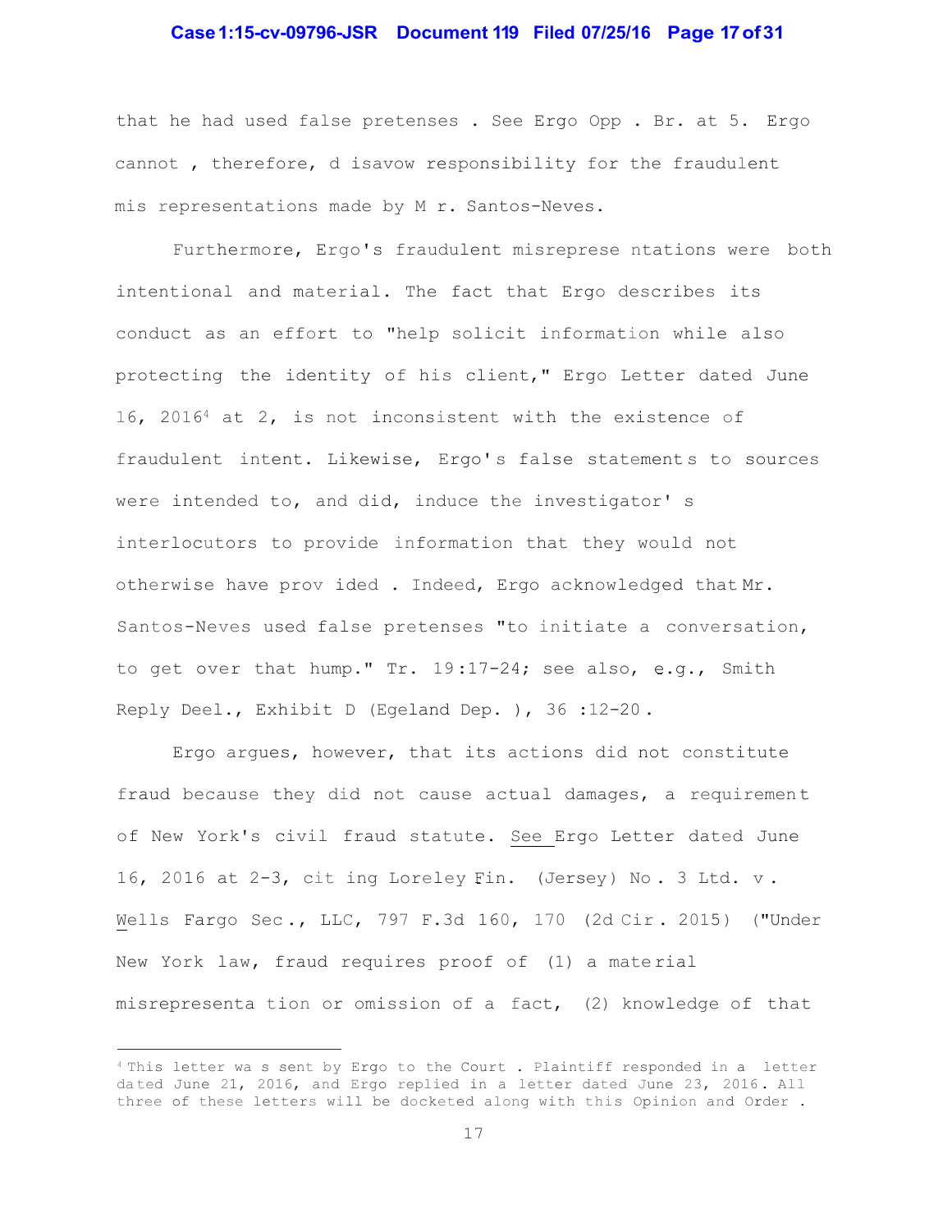that he had used false pretenses. See Ergo Opp. Br. at 5. Ergo cannot, therefore, disavow responsibility for the fraudulent misrepresentations made by Mr. Santos-Neves.

Furthermore, Ergo's fraudulent misrepresentations were both intentional and material. The fact that Ergo describes its conduct as an effort to "help solicit information while also protecting the identity of his client," Ergo Letter dated June 16, 2016[4] at 2, is not inconsistent with the existence of fraudulent intent. Likewise, Ergo's false statements to sources were intended to, and did, induce the investigator's interlocutors to provide information that they would not otherwise have provided. Indeed, Ergo acknowledged that Mr. Santos-Neves used false pretenses "to initiate a conversation, to get over that hump." Tr. 19:17-24; see also, e.g., Smith Reply Decl., Exhibit D (Egeland Dep.), 36:12-20.

Ergo argues, however, that its actions did not constitute fraud because they did not cause actual damages, a requirement of New York's civil fraud statute. See Ergo Letter dated June 16, 2016 at 2-3, citing Loreley Fin. (Jersey) No. 3 Ltd. v. Wells Fargo Sec., LLC, 797 F.3d 160, 170 (2d Cir. 2015) ("Under New York law, fraud requires proof of (1) a material misrepresentation or omission of a fact, (2) knowledge of that

---

[4] This letter was sent by Ergo to the Court. Plaintiff responded in a letter dated June 21, 2016, and Ergo replied in a letter dated June 23, 2016. All three of these letters will be docketed along with this Opinion and Order.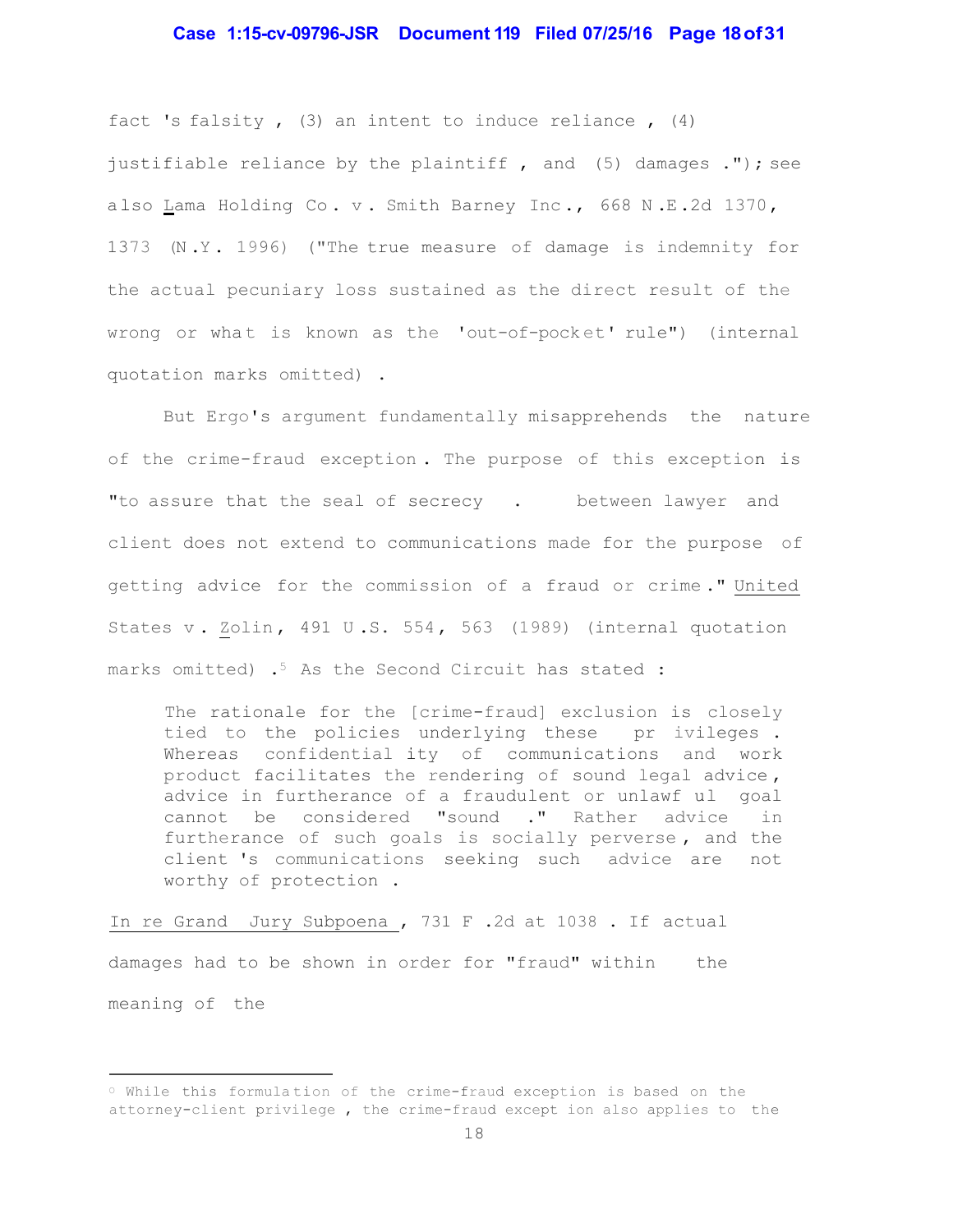fact's falsity, (3) an intent to induce reliance, (4) justifiable reliance by the plaintiff, and (5) damages."); see also Lama Holding Co. v. Smith Barney Inc., 668 N.E.2d 1370, 1373 (N.Y. 1996) ("The true measure of damage is indemnity for the actual pecuniary loss sustained as the direct result of the wrong or what is known as the 'out-of-pocket' rule") (internal quotation marks omitted).

But Ergo's argument fundamentally misapprehends the nature of the crime-fraud exception. The purpose of this exception is "to assure that the seal of secrecy . . . between lawyer and client does not extend to communications made for the purpose of getting advice for the commission of a fraud or crime." United States v. Zolin, 491 U.S. 554, 563 (1989) (internal quotation marks omitted).[5] As the Second Circuit has stated:

> The rationale for the [crime-fraud] exclusion is closely tied to the policies underlying these privileges. Whereas confidentiality of communications and work product facilitates the rendering of sound legal advice, advice in furtherance of a fraudulent or unlawful goal cannot be considered "sound." Rather advice in furtherance of such goals is socially perverse, and the client's communications seeking such advice are not worthy of protection.

In re Grand Jury Subpoena, 731 F.2d at 1038. If actual damages had to be shown in order for "fraud" within the meaning of the

---

[5] While this formulation of the crime-fraud exception is based on the attorney-client privilege, the crime-fraud exception also applies to the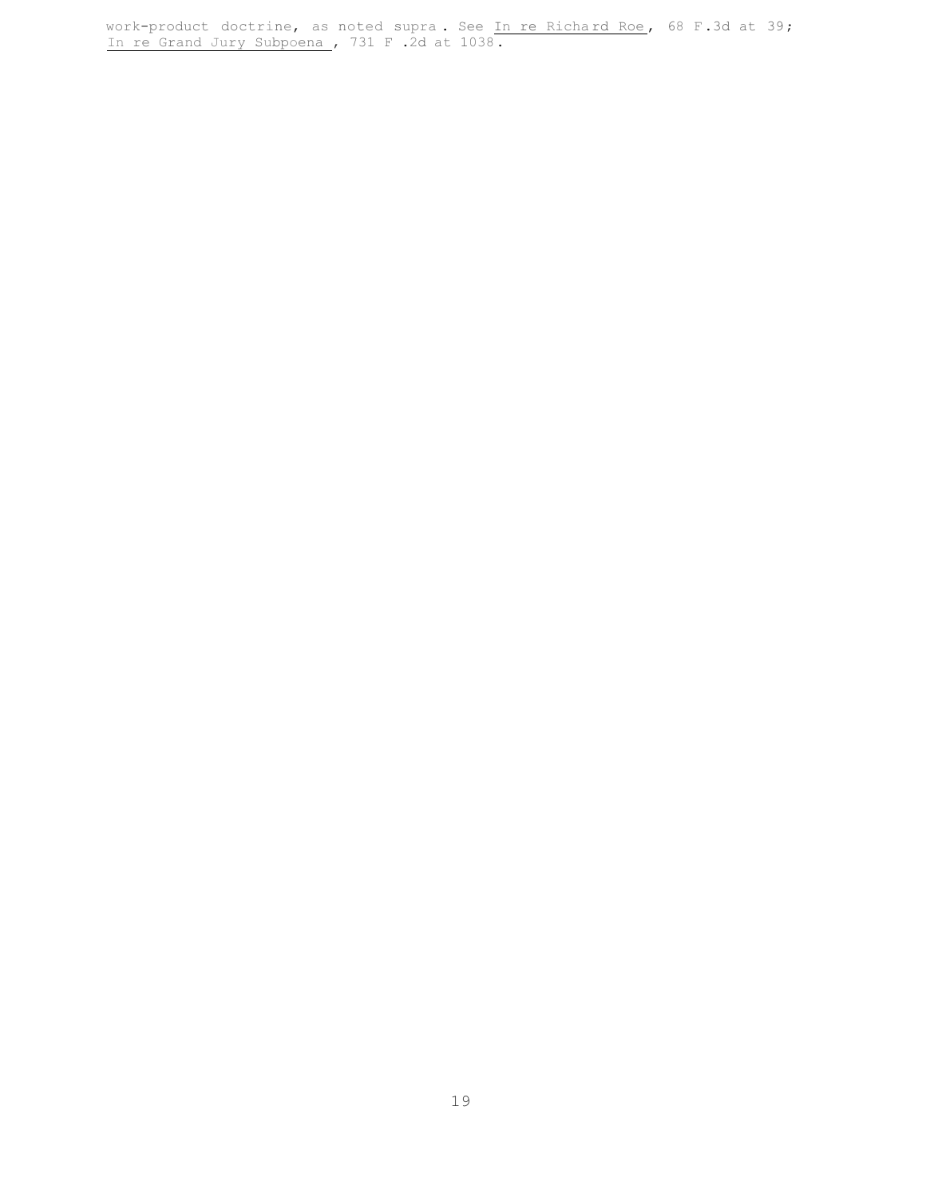work-product doctrine, as noted supra. See _In re Richard Roe_, 68 F.3d at 39; _In re Grand Jury Subpoena_, 731 F.2d at 1038.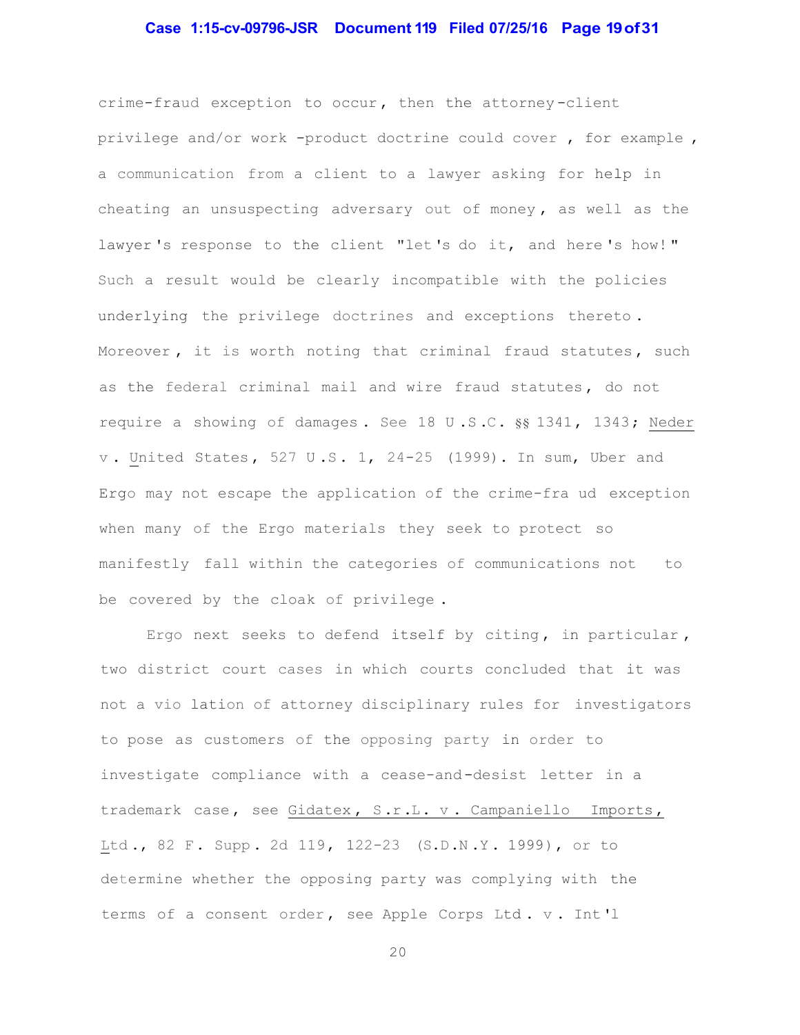crime-fraud exception to occur, then the attorney-client privilege and/or work-product doctrine could cover, for example, a communication from a client to a lawyer asking for help in cheating an unsuspecting adversary out of money, as well as the lawyer's response to the client "let's do it, and here's how!" Such a result would be clearly incompatible with the policies underlying the privilege doctrines and exceptions thereto. Moreover, it is worth noting that criminal fraud statutes, such as the federal criminal mail and wire fraud statutes, do not require a showing of damages. See 18 U.S.C. §§ 1341, 1343; Neder v. United States, 527 U.S. 1, 24-25 (1999). In sum, Uber and Ergo may not escape the application of the crime-fraud exception when many of the Ergo materials they seek to protect so manifestly fall within the categories of communications not to be covered by the cloak of privilege.

Ergo next seeks to defend itself by citing, in particular, two district court cases in which courts concluded that it was not a violation of attorney disciplinary rules for investigators to pose as customers of the opposing party in order to investigate compliance with a cease-and-desist letter in a trademark case, see Gidatex, S.r.L. v. Campaniello Imports, Ltd., 82 F. Supp. 2d 119, 122-23 (S.D.N.Y. 1999), or to determine whether the opposing party was complying with the terms of a consent order, see Apple Corps Ltd. v. Int'l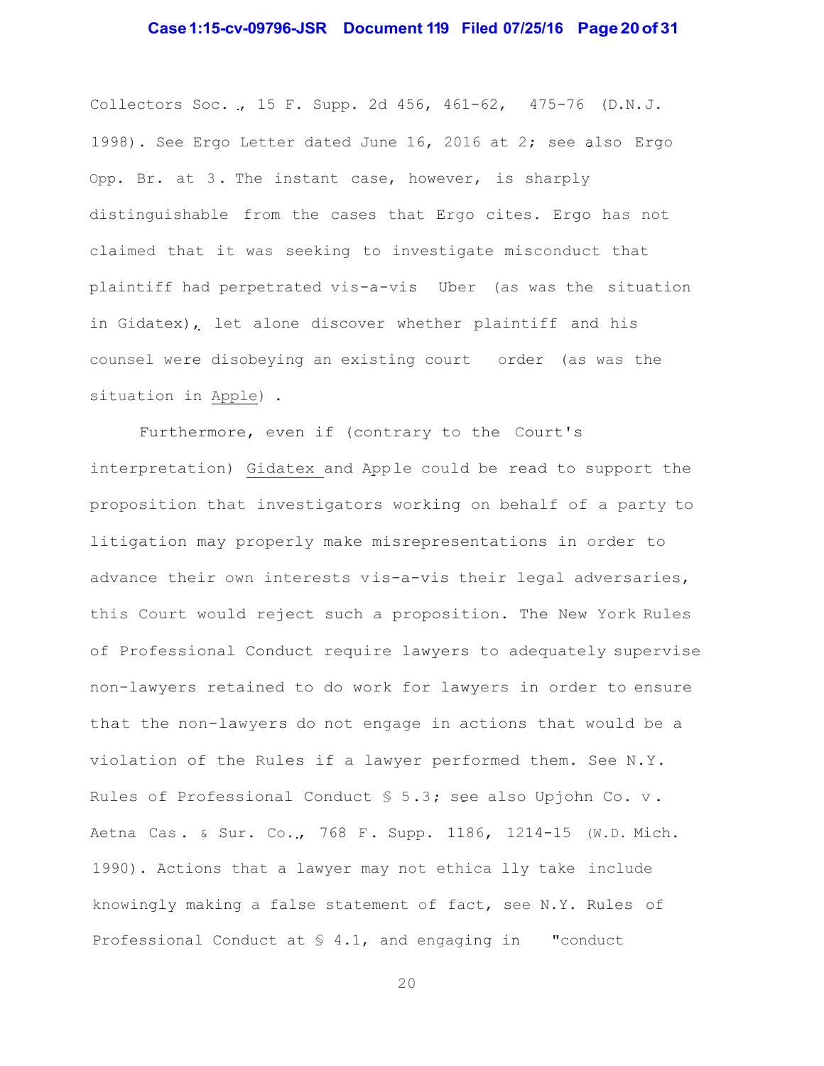Collectors Soc., 15 F. Supp. 2d 456, 461-62, 475-76 (D.N.J. 1998). See Ergo Letter dated June 16, 2016 at 2; see also Ergo Opp. Br. at 3. The instant case, however, is sharply distinguishable from the cases that Ergo cites. Ergo has not claimed that it was seeking to investigate misconduct that plaintiff had perpetrated vis-a-vis Uber (as was the situation in Gidatex), let alone discover whether plaintiff and his counsel were disobeying an existing court order (as was the situation in Apple).

Furthermore, even if (contrary to the Court's interpretation) Gidatex and Apple could be read to support the proposition that investigators working on behalf of a party to litigation may properly make misrepresentations in order to advance their own interests vis-a-vis their legal adversaries, this Court would reject such a proposition. The New York Rules of Professional Conduct require lawyers to adequately supervise non-lawyers retained to do work for lawyers in order to ensure that the non-lawyers do not engage in actions that would be a violation of the Rules if a lawyer performed them. See N.Y. Rules of Professional Conduct § 5.3; see also Upjohn Co. v. Aetna Cas. & Sur. Co., 768 F. Supp. 1186, 1214-15 (W.D. Mich. 1990). Actions that a lawyer may not ethically take include knowingly making a false statement of fact, see N.Y. Rules of Professional Conduct at § 4.1, and engaging in "conduct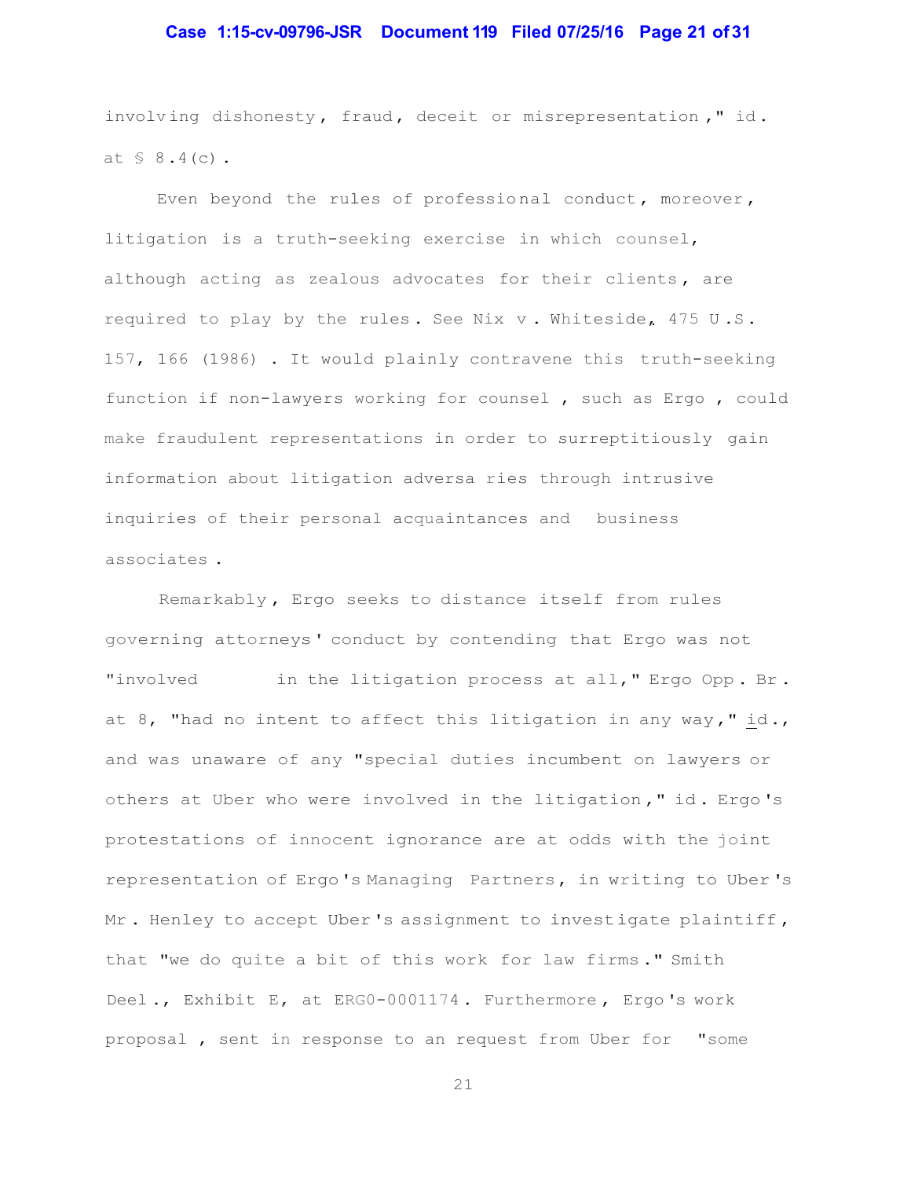involving dishonesty, fraud, deceit or misrepresentation," id. at § 8.4(c).

Even beyond the rules of professional conduct, moreover, litigation is a truth-seeking exercise in which counsel, although acting as zealous advocates for their clients, are required to play by the rules. See Nix v. Whiteside, 475 U.S. 157, 166 (1986). It would plainly contravene this truth-seeking function if non-lawyers working for counsel, such as Ergo, could make fraudulent representations in order to surreptitiously gain information about litigation adversaries through intrusive inquiries of their personal acquaintances and business associates.

Remarkably, Ergo seeks to distance itself from rules governing attorneys' conduct by contending that Ergo was not "involved in the litigation process at all," Ergo Opp. Br. at 8, "had no intent to affect this litigation in any way," id., and was unaware of any "special duties incumbent on lawyers or others at Uber who were involved in the litigation," id. Ergo's protestations of innocent ignorance are at odds with the joint representation of Ergo's Managing Partners, in writing to Uber's Mr. Henley to accept Uber's assignment to investigate plaintiff, that "we do quite a bit of this work for law firms." Smith Decl., Exhibit E, at ERG0-0001174. Furthermore, Ergo's work proposal, sent in response to an request from Uber for "some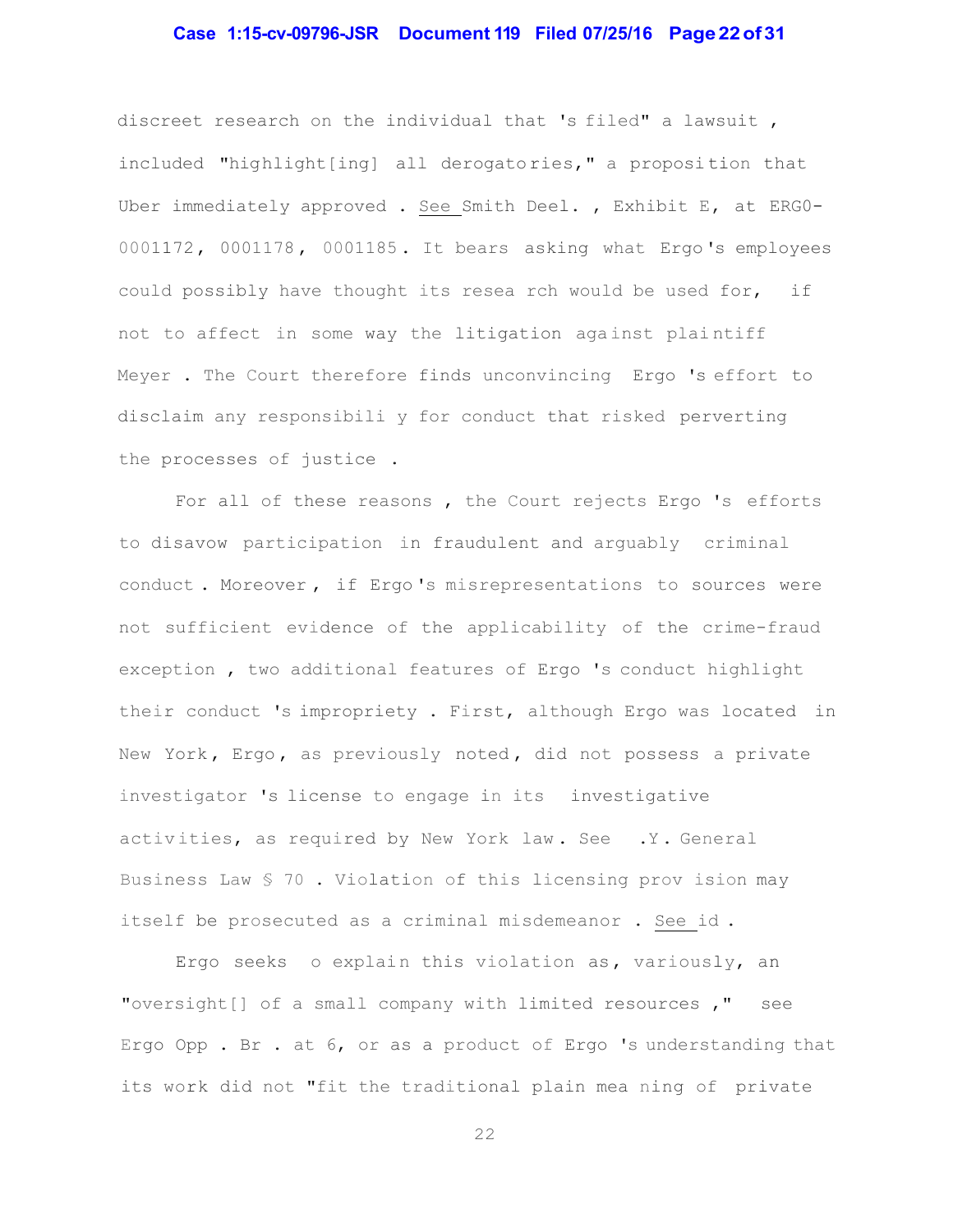discreet research on the individual that 's filed" a lawsuit , included "highlight[ing] all derogatories," a proposition that Uber immediately approved . See Smith Decl. , Exhibit E, at ERG0-0001172, 0001178, 0001185. It bears asking what Ergo's employees could possibly have thought its research would be used for, if not to affect in some way the litigation against plaintiff Meyer . The Court therefore finds unconvincing Ergo 's effort to disclaim any responsibili y for conduct that risked perverting the processes of justice .

For all of these reasons , the Court rejects Ergo 's efforts to disavow participation in fraudulent and arguably criminal conduct . Moreover , if Ergo's misrepresentations to sources were not sufficient evidence of the applicability of the crime-fraud exception , two additional features of Ergo 's conduct highlight their conduct 's impropriety . First, although Ergo was located in New York, Ergo, as previously noted, did not possess a private investigator 's license to engage in its investigative activities, as required by New York law. See .Y. General Business Law § 70 . Violation of this licensing prov ision may itself be prosecuted as a criminal misdemeanor . See id .

Ergo seeks o explain this violation as, variously, an "oversight[] of a small company with limited resources ," see Ergo Opp . Br . at 6, or as a product of Ergo 's understanding that its work did not "fit the traditional plain mea ning of private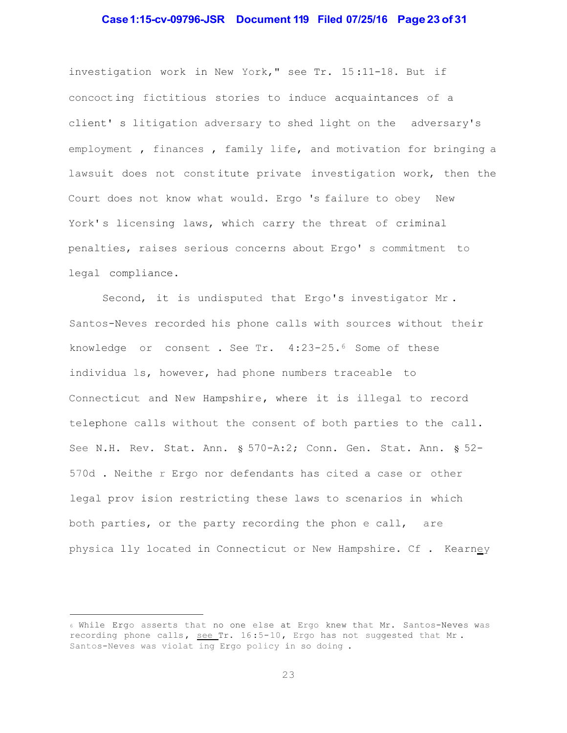investigation work in New York," see Tr. 15:11-18. But if concocting fictitious stories to induce acquaintances of a client's litigation adversary to shed light on the adversary's employment, finances, family life, and motivation for bringing a lawsuit does not constitute private investigation work, then the Court does not know what would. Ergo's failure to obey New York's licensing laws, which carry the threat of criminal penalties, raises serious concerns about Ergo's commitment to legal compliance.

Second, it is undisputed that Ergo's investigator Mr. Santos-Neves recorded his phone calls with sources without their knowledge or consent. See Tr. 4:23-25.[6] Some of these individuals, however, had phone numbers traceable to Connecticut and New Hampshire, where it is illegal to record telephone calls without the consent of both parties to the call. See N.H. Rev. Stat. Ann. § 570-A:2; Conn. Gen. Stat. Ann. § 52-570d. Neither Ergo nor defendants has cited a case or other legal provision restricting these laws to scenarios in which both parties, or the party recording the phone call, are physically located in Connecticut or New Hampshire. Cf. Kearney

---

[6] While Ergo asserts that no one else at Ergo knew that Mr. Santos-Neves was recording phone calls, see Tr. 16:5-10, Ergo has not suggested that Mr. Santos-Neves was violating Ergo policy in so doing.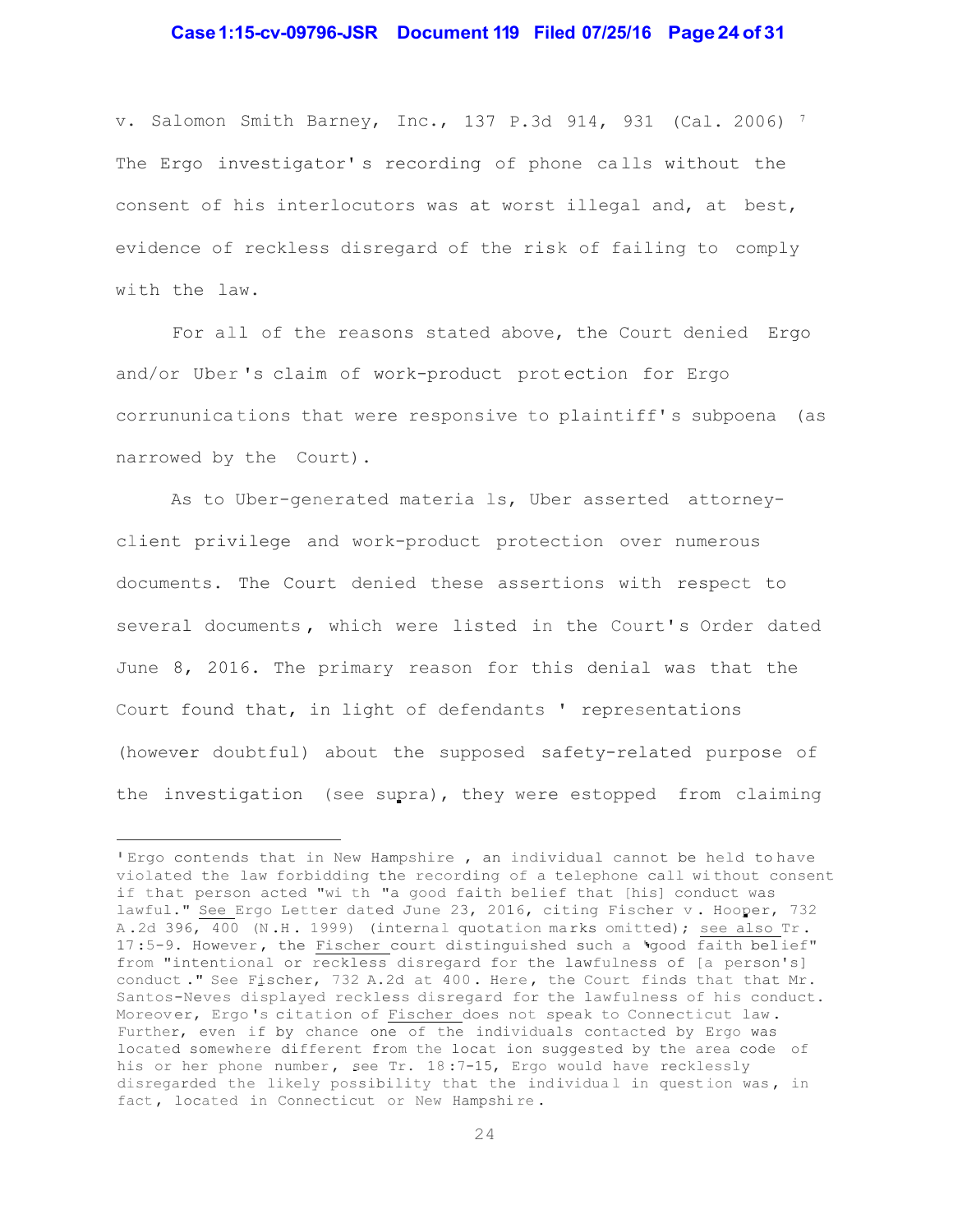v. Salomon Smith Barney, Inc., 137 P.3d 914, 931 (Cal. 2006) [7] The Ergo investigator's recording of phone calls without the consent of his interlocutors was at worst illegal and, at best, evidence of reckless disregard of the risk of failing to comply with the law.

For all of the reasons stated above, the Court denied Ergo and/or Uber's claim of work-product protection for Ergo corrununications that were responsive to plaintiff's subpoena (as narrowed by the Court).

As to Uber-generated materials, Uber asserted attorney-client privilege and work-product protection over numerous documents. The Court denied these assertions with respect to several documents, which were listed in the Court's Order dated June 8, 2016. The primary reason for this denial was that the Court found that, in light of defendants' representations (however doubtful) about the supposed safety-related purpose of the investigation (see supra), they were estopped from claiming

---

[7] Ergo contends that in New Hampshire, an individual cannot be held to have violated the law forbidding the recording of a telephone call without consent if that person acted "with "a good faith belief that [his] conduct was lawful." See Ergo Letter dated June 23, 2016, citing Fischer v. Hooper, 732 A.2d 396, 400 (N.H. 1999) (internal quotation marks omitted); see also Tr. 17:5-9. However, the Fischer court distinguished such a "good faith belief" from "intentional or reckless disregard for the lawfulness of [a person's] conduct." See Fischer, 732 A.2d at 400. Here, the Court finds that that Mr. Santos-Neves displayed reckless disregard for the lawfulness of his conduct. Moreover, Ergo's citation of Fischer does not speak to Connecticut law. Further, even if by chance one of the individuals contacted by Ergo was located somewhere different from the location suggested by the area code of his or her phone number, see Tr. 18:7-15, Ergo would have recklessly disregarded the likely possibility that the individual in question was, in fact, located in Connecticut or New Hampshire.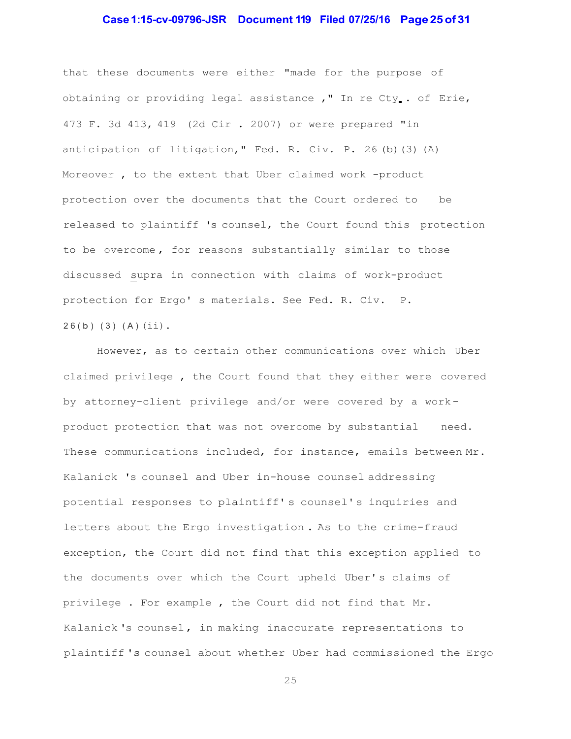that these documents were either "made for the purpose of obtaining or providing legal assistance," In re Cty. of Erie, 473 F. 3d 413, 419 (2d Cir. 2007) or were prepared "in anticipation of litigation," Fed. R. Civ. P. 26(b)(3)(A) Moreover, to the extent that Uber claimed work-product protection over the documents that the Court ordered to be released to plaintiff's counsel, the Court found this protection to be overcome, for reasons substantially similar to those discussed *supra* in connection with claims of work-product protection for Ergo's materials. See Fed. R. Civ. P. 26(b)(3)(A)(ii).

However, as to certain other communications over which Uber claimed privilege, the Court found that they either were covered by attorney-client privilege and/or were covered by a work-product protection that was not overcome by substantial need. These communications included, for instance, emails between Mr. Kalanick's counsel and Uber in-house counsel addressing potential responses to plaintiff's counsel's inquiries and letters about the Ergo investigation. As to the crime-fraud exception, the Court did not find that this exception applied to the documents over which the Court upheld Uber's claims of privilege. For example, the Court did not find that Mr. Kalanick's counsel, in making inaccurate representations to plaintiff's counsel about whether Uber had commissioned the Ergo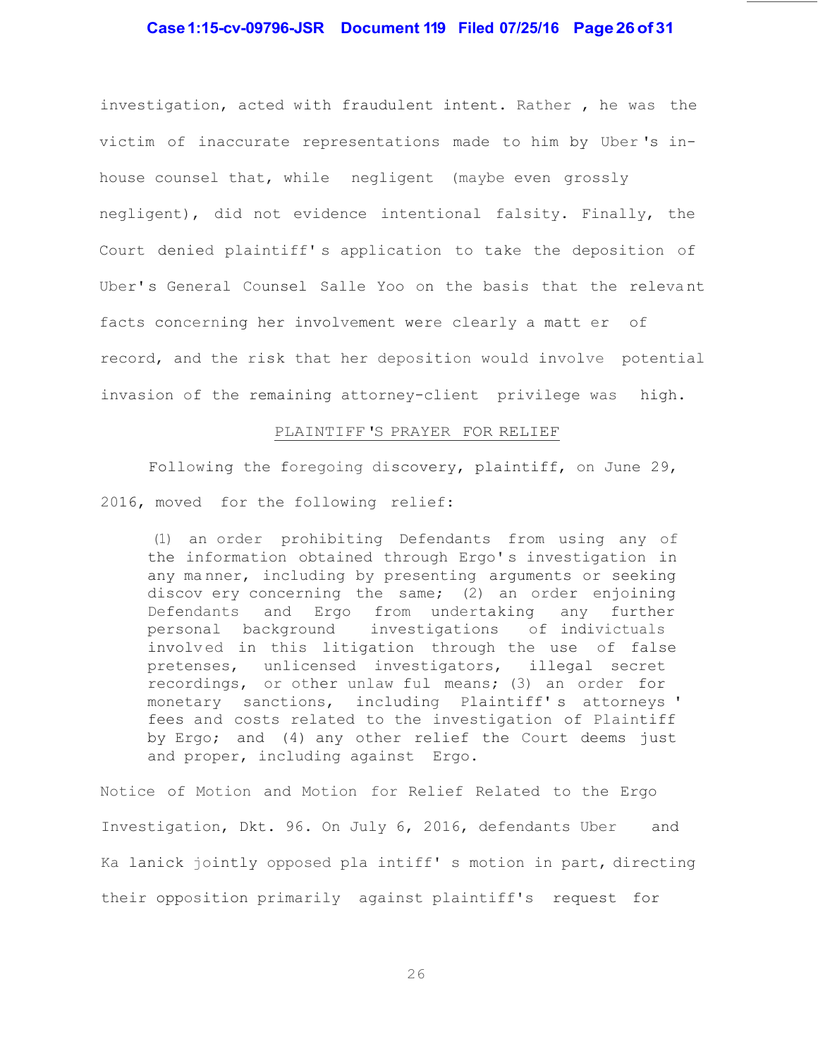investigation, acted with fraudulent intent. Rather, he was the victim of inaccurate representations made to him by Uber's in-house counsel that, while negligent (maybe even grossly negligent), did not evidence intentional falsity. Finally, the Court denied plaintiff's application to take the deposition of Uber's General Counsel Salle Yoo on the basis that the relevant facts concerning her involvement were clearly a matter of record, and the risk that her deposition would involve potential invasion of the remaining attorney-client privilege was high.

## PLAINTIFF'S PRAYER FOR RELIEF

Following the foregoing discovery, plaintiff, on June 29, 2016, moved for the following relief:

> (1) an order prohibiting Defendants from using any of the information obtained through Ergo's investigation in any manner, including by presenting arguments or seeking discovery concerning the same; (2) an order enjoining Defendants and Ergo from undertaking any further personal background investigations of indivictuals involved in this litigation through the use of false pretenses, unlicensed investigators, illegal secret recordings, or other unlawful means; (3) an order for monetary sanctions, including Plaintiff's attorneys' fees and costs related to the investigation of Plaintiff by Ergo; and (4) any other relief the Court deems just and proper, including against Ergo.

Notice of Motion and Motion for Relief Related to the Ergo Investigation, Dkt. 96. On July 6, 2016, defendants Uber and Kalanick jointly opposed plaintiff's motion in part, directing their opposition primarily against plaintiff's request for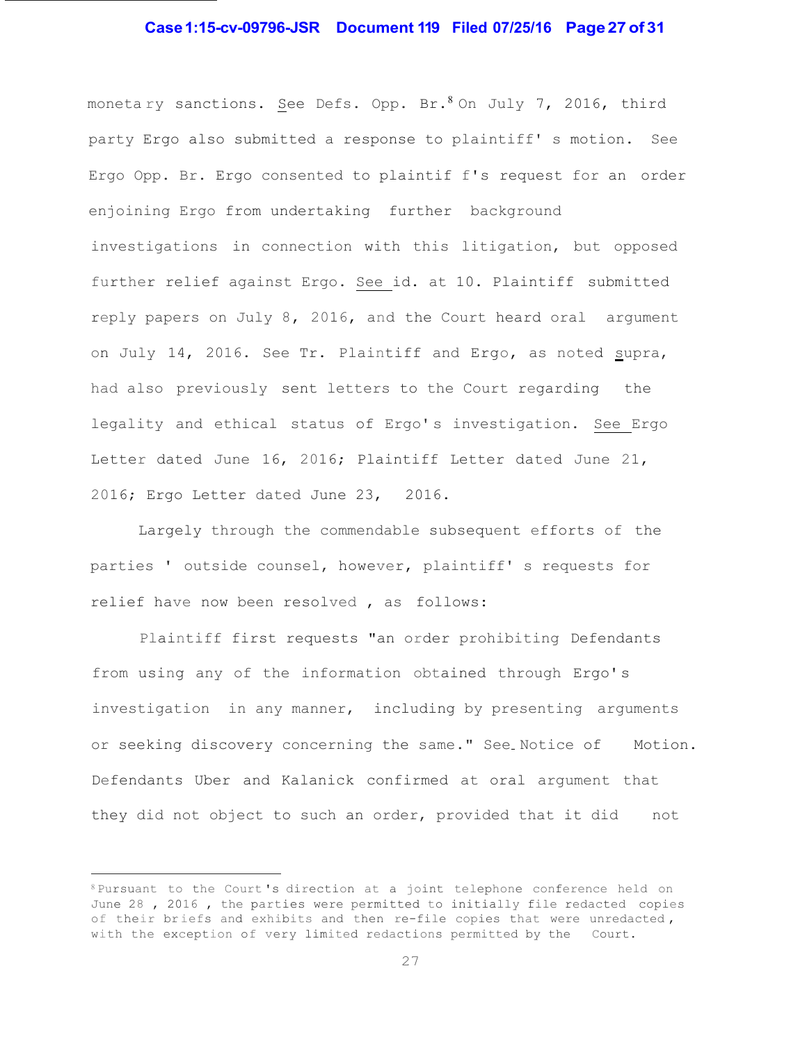monetary sanctions. See Defs. Opp. Br.[8] On July 7, 2016, third party Ergo also submitted a response to plaintiff's motion. See Ergo Opp. Br. Ergo consented to plaintiff's request for an order enjoining Ergo from undertaking further background investigations in connection with this litigation, but opposed further relief against Ergo. See id. at 10. Plaintiff submitted reply papers on July 8, 2016, and the Court heard oral argument on July 14, 2016. See Tr. Plaintiff and Ergo, as noted supra, had also previously sent letters to the Court regarding the legality and ethical status of Ergo's investigation. See Ergo Letter dated June 16, 2016; Plaintiff Letter dated June 21, 2016; Ergo Letter dated June 23, 2016.

Largely through the commendable subsequent efforts of the parties' outside counsel, however, plaintiff's requests for relief have now been resolved, as follows:

Plaintiff first requests "an order prohibiting Defendants from using any of the information obtained through Ergo's investigation in any manner, including by presenting arguments or seeking discovery concerning the same." See Notice of Motion. Defendants Uber and Kalanick confirmed at oral argument that they did not object to such an order, provided that it did not

---

[8] Pursuant to the Court's direction at a joint telephone conference held on June 28, 2016, the parties were permitted to initially file redacted copies of their briefs and exhibits and then re-file copies that were unredacted, with the exception of very limited redactions permitted by the Court.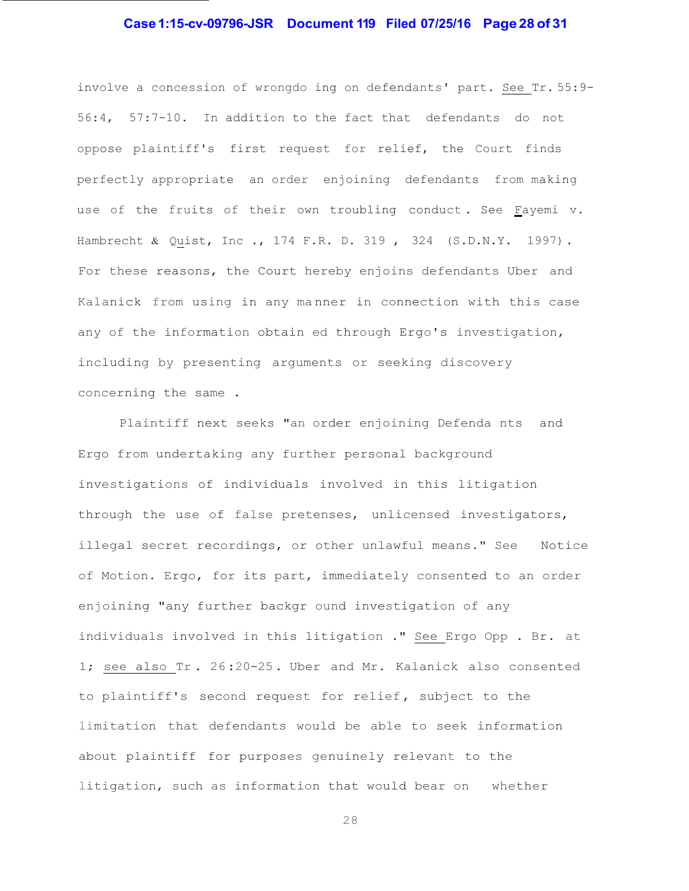involve a concession of wrongdoing on defendants' part. See Tr. 55:9-56:4, 57:7-10. In addition to the fact that defendants do not oppose plaintiff's first request for relief, the Court finds perfectly appropriate an order enjoining defendants from making use of the fruits of their own troubling conduct. See Fayemi v. Hambrecht & Quist, Inc., 174 F.R.D. 319, 324 (S.D.N.Y. 1997). For these reasons, the Court hereby enjoins defendants Uber and Kalanick from using in any manner in connection with this case any of the information obtained through Ergo's investigation, including by presenting arguments or seeking discovery concerning the same.

Plaintiff next seeks "an order enjoining Defendants and Ergo from undertaking any further personal background investigations of individuals involved in this litigation through the use of false pretenses, unlicensed investigators, illegal secret recordings, or other unlawful means." See Notice of Motion. Ergo, for its part, immediately consented to an order enjoining "any further background investigation of any individuals involved in this litigation." See Ergo Opp. Br. at 1; see also Tr. 26:20-25. Uber and Mr. Kalanick also consented to plaintiff's second request for relief, subject to the limitation that defendants would be able to seek information about plaintiff for purposes genuinely relevant to the litigation, such as information that would bear on whether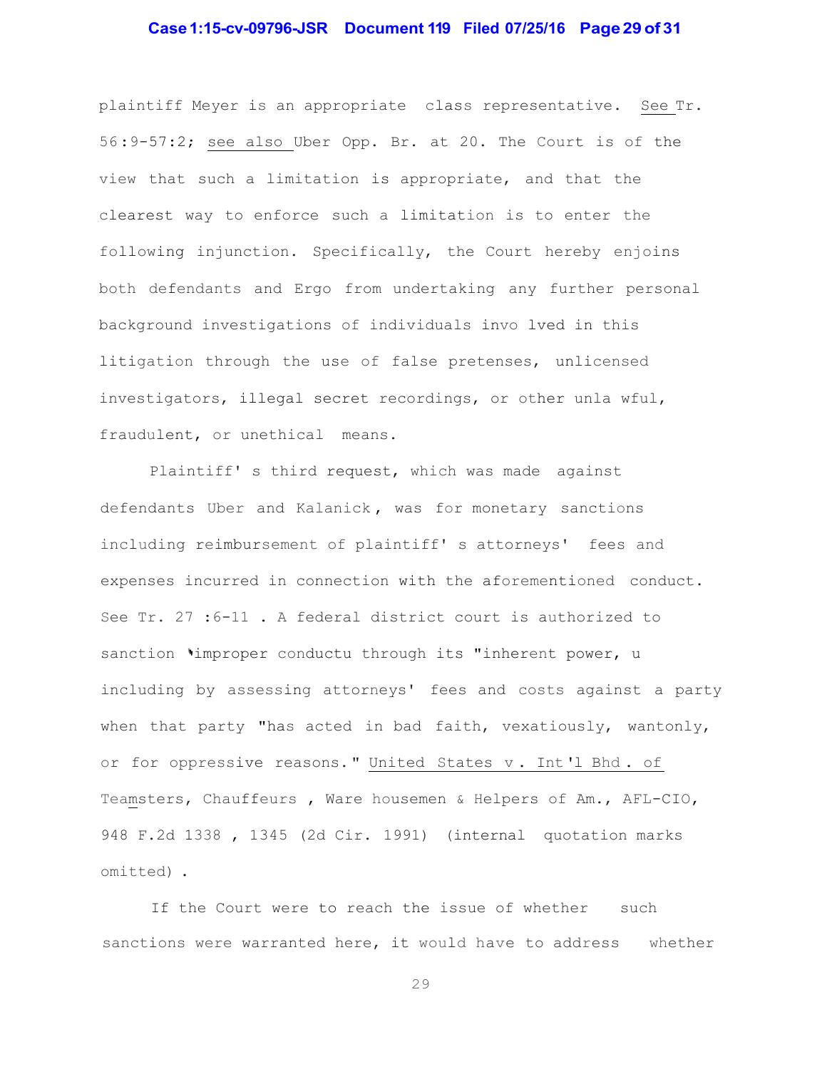plaintiff Meyer is an appropriate class representative. See Tr. 56:9-57:2; see also Uber Opp. Br. at 20. The Court is of the view that such a limitation is appropriate, and that the clearest way to enforce such a limitation is to enter the following injunction. Specifically, the Court hereby enjoins both defendants and Ergo from undertaking any further personal background investigations of individuals involved in this litigation through the use of false pretenses, unlicensed investigators, illegal secret recordings, or other unlawful, fraudulent, or unethical means.

Plaintiff's third request, which was made against defendants Uber and Kalanick, was for monetary sanctions including reimbursement of plaintiff's attorneys' fees and expenses incurred in connection with the aforementioned conduct. See Tr. 27:6-11. A federal district court is authorized to sanction "improper conduct" through its "inherent power," including by assessing attorneys' fees and costs against a party when that party "has acted in bad faith, vexatiously, wantonly, or for oppressive reasons." United States v. Int'l Bhd. of Teamsters, Chauffeurs, Warehousemen & Helpers of Am., AFL-CIO, 948 F.2d 1338, 1345 (2d Cir. 1991) (internal quotation marks omitted).

If the Court were to reach the issue of whether such sanctions were warranted here, it would have to address whether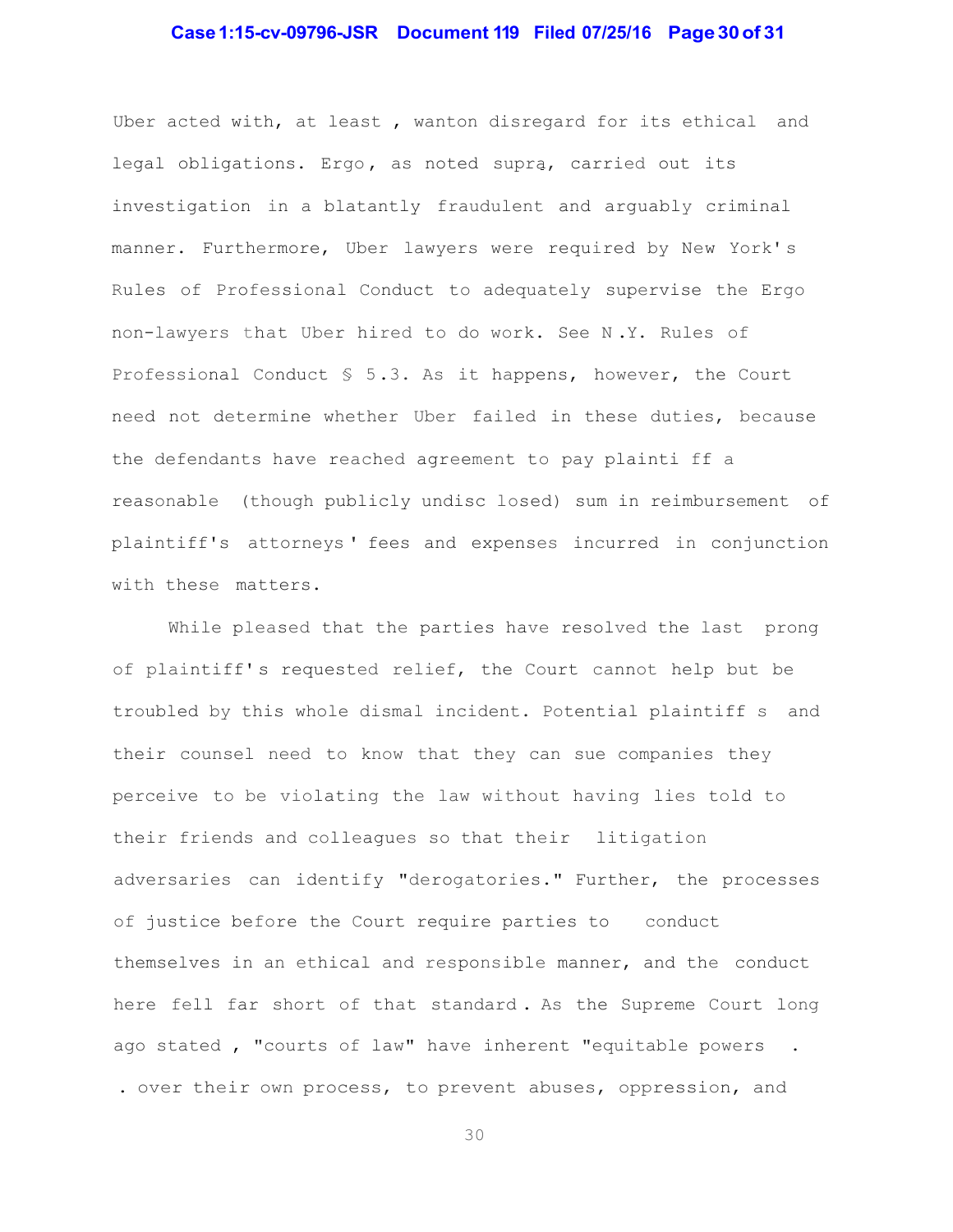Uber acted with, at least, wanton disregard for its ethical and legal obligations. Ergo, as noted supra, carried out its investigation in a blatantly fraudulent and arguably criminal manner. Furthermore, Uber lawyers were required by New York's Rules of Professional Conduct to adequately supervise the Ergo non-lawyers that Uber hired to do work. See N.Y. Rules of Professional Conduct § 5.3. As it happens, however, the Court need not determine whether Uber failed in these duties, because the defendants have reached agreement to pay plaintiff a reasonable (though publicly undisclosed) sum in reimbursement of plaintiff's attorneys' fees and expenses incurred in conjunction with these matters.

While pleased that the parties have resolved the last prong of plaintiff's requested relief, the Court cannot help but be troubled by this whole dismal incident. Potential plaintiffs and their counsel need to know that they can sue companies they perceive to be violating the law without having lies told to their friends and colleagues so that their litigation adversaries can identify "derogatories." Further, the processes of justice before the Court require parties to conduct themselves in an ethical and responsible manner, and the conduct here fell far short of that standard. As the Supreme Court long ago stated, "courts of law" have inherent "equitable powers . . . over their own process, to prevent abuses, oppression, and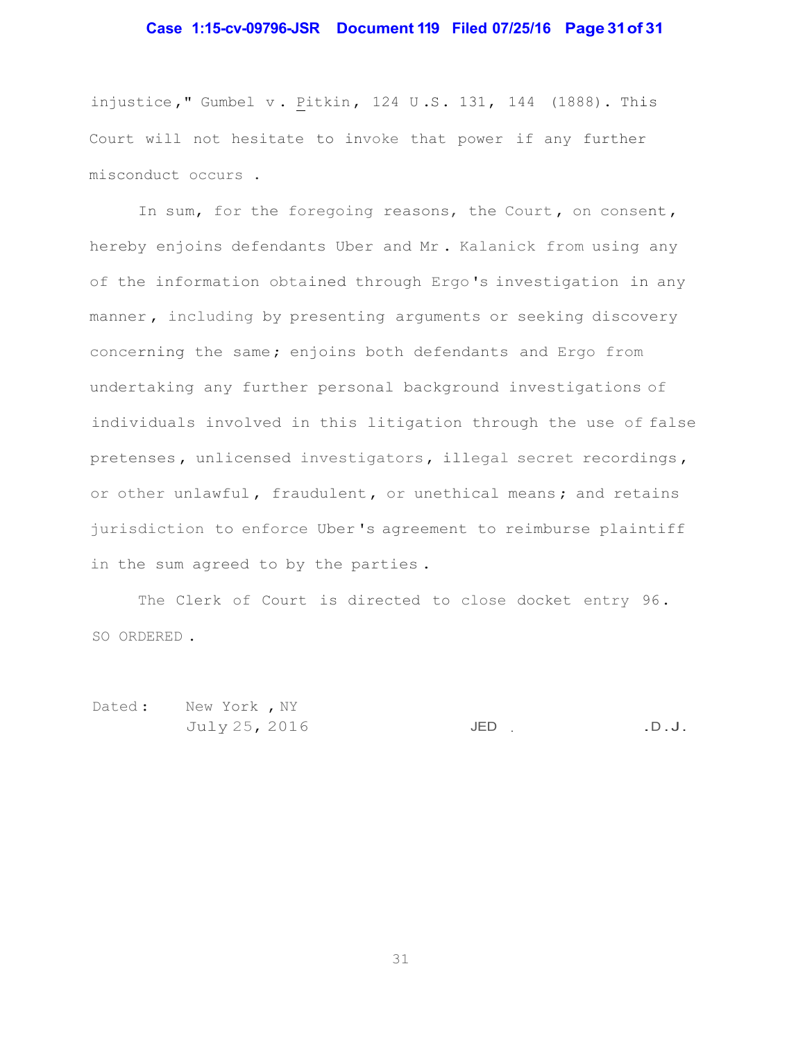injustice," Gumbel v. Pitkin, 124 U.S. 131, 144 (1888). This Court will not hesitate to invoke that power if any further misconduct occurs.

In sum, for the foregoing reasons, the Court, on consent, hereby enjoins defendants Uber and Mr. Kalanick from using any of the information obtained through Ergo's investigation in any manner, including by presenting arguments or seeking discovery concerning the same; enjoins both defendants and Ergo from undertaking any further personal background investigations of individuals involved in this litigation through the use of false pretenses, unlicensed investigators, illegal secret recordings, or other unlawful, fraudulent, or unethical means; and retains jurisdiction to enforce Uber's agreement to reimburse plaintiff in the sum agreed to by the parties.

The Clerk of Court is directed to close docket entry 96.

SO ORDERED.

Dated: New York, NY
July 25, 2016

JED . .D.J.